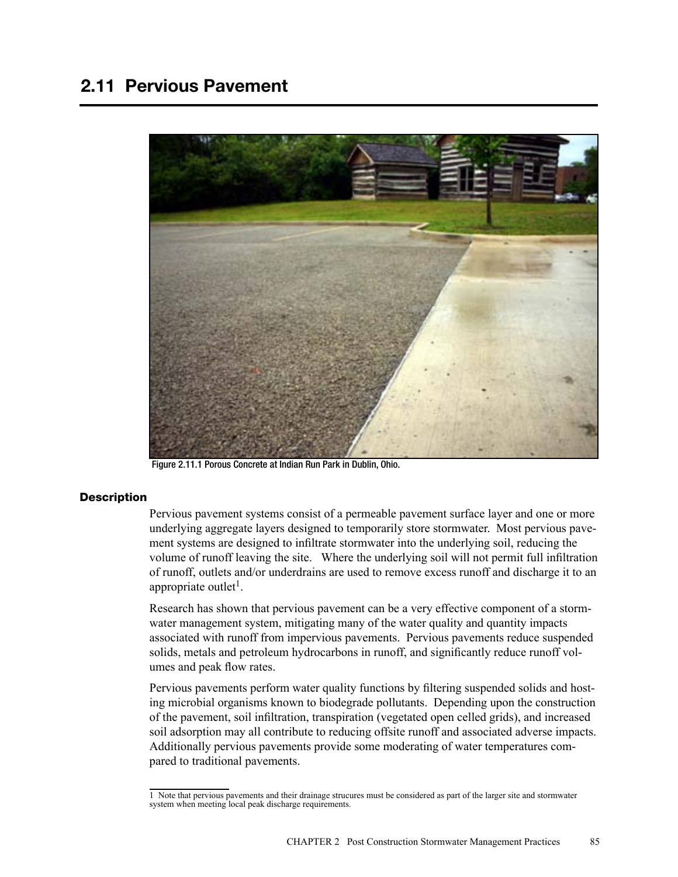## 2.11 Pervious Pavement

Figure 2.11.1 Porous Concrete at Indian Run Park in Dublin, Ohio.

### Description

Pervious pavement systems consist of a permeable pavement surface layer and one or more underlying aggregate layers designed to temporarily store stormwater. Most pervious pavement systems are designed to infiltrate stormwater into the underlying soil, reducing the volume of runoff leaving the site. Where the underlying soil will not permit full infiltration of runoff, outlets and/or underdrains are used to remove excess runoff and discharge it to an appropriate outlet[1].

Research has shown that pervious pavement can be a very effective component of a stormwater management system, mitigating many of the water quality and quantity impacts associated with runoff from impervious pavements. Pervious pavements reduce suspended solids, metals and petroleum hydrocarbons in runoff, and significantly reduce runoff volumes and peak flow rates.

Pervious pavements perform water quality functions by filtering suspended solids and hosting microbial organisms known to biodegrade pollutants. Depending upon the construction of the pavement, soil infiltration, transpiration (vegetated open celled grids), and increased soil adsorption may all contribute to reducing offsite runoff and associated adverse impacts. Additionally pervious pavements provide some moderating of water temperatures compared to traditional pavements.

---

1 Note that pervious pavements and their drainage strucures must be considered as part of the larger site and stormwater system when meeting local peak discharge requirements.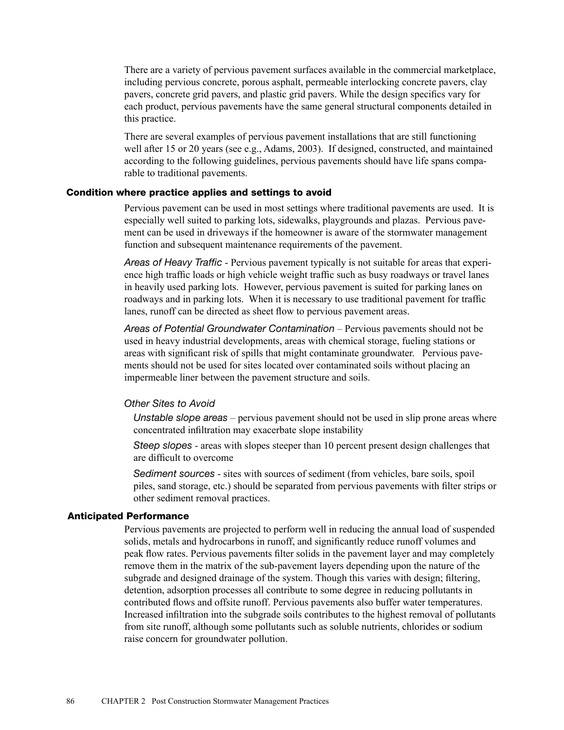There are a variety of pervious pavement surfaces available in the commercial marketplace, including pervious concrete, porous asphalt, permeable interlocking concrete pavers, clay pavers, concrete grid pavers, and plastic grid pavers. While the design specifics vary for each product, pervious pavements have the same general structural components detailed in this practice.

There are several examples of pervious pavement installations that are still functioning well after 15 or 20 years (see e.g., Adams, 2003). If designed, constructed, and maintained according to the following guidelines, pervious pavements should have life spans comparable to traditional pavements.

### Condition where practice applies and settings to avoid

Pervious pavement can be used in most settings where traditional pavements are used. It is especially well suited to parking lots, sidewalks, playgrounds and plazas. Pervious pavement can be used in driveways if the homeowner is aware of the stormwater management function and subsequent maintenance requirements of the pavement.

*Areas of Heavy Traffic* - Pervious pavement typically is not suitable for areas that experience high traffic loads or high vehicle weight traffic such as busy roadways or travel lanes in heavily used parking lots. However, pervious pavement is suited for parking lanes on roadways and in parking lots. When it is necessary to use traditional pavement for traffic lanes, runoff can be directed as sheet flow to pervious pavement areas.

*Areas of Potential Groundwater Contamination* – Pervious pavements should not be used in heavy industrial developments, areas with chemical storage, fueling stations or areas with significant risk of spills that might contaminate groundwater. Pervious pavements should not be used for sites located over contaminated soils without placing an impermeable liner between the pavement structure and soils.

*Other Sites to Avoid*

*Unstable slope areas* – pervious pavement should not be used in slip prone areas where concentrated infiltration may exacerbate slope instability

*Steep slopes* - areas with slopes steeper than 10 percent present design challenges that are difficult to overcome

*Sediment sources* - sites with sources of sediment (from vehicles, bare soils, spoil piles, sand storage, etc.) should be separated from pervious pavements with filter strips or other sediment removal practices.

### Anticipated Performance

Pervious pavements are projected to perform well in reducing the annual load of suspended solids, metals and hydrocarbons in runoff, and significantly reduce runoff volumes and peak flow rates. Pervious pavements filter solids in the pavement layer and may completely remove them in the matrix of the sub-pavement layers depending upon the nature of the subgrade and designed drainage of the system. Though this varies with design; filtering, detention, adsorption processes all contribute to some degree in reducing pollutants in contributed flows and offsite runoff. Pervious pavements also buffer water temperatures. Increased infiltration into the subgrade soils contributes to the highest removal of pollutants from site runoff, although some pollutants such as soluble nutrients, chlorides or sodium raise concern for groundwater pollution.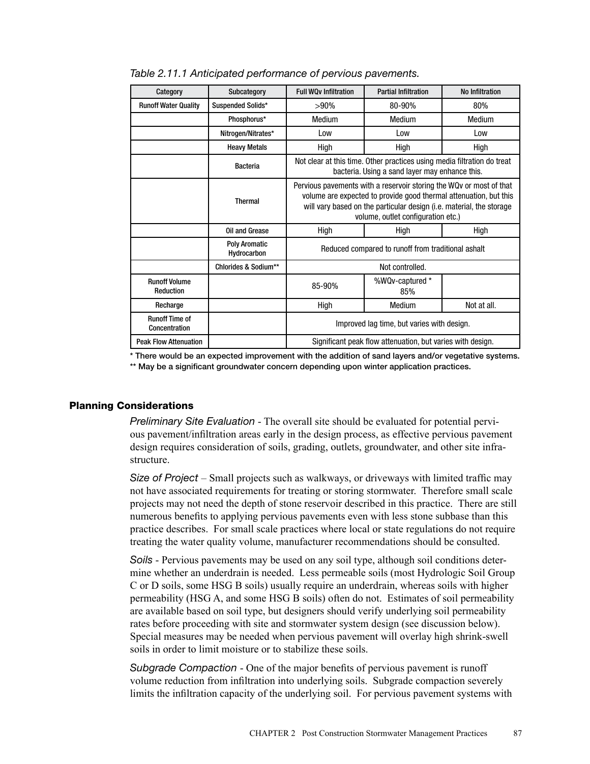*Table 2.11.1 Anticipated performance of pervious pavements.*

| Category | Subcategory | Full WQv Infiltration | Partial Infiltration | No Infiltration |
|---|---|---|---|---|
| Runoff Water Quality | Suspended Solids* | >90% | 80-90% | 80% |
| | Phosphorus* | Medium | Medium | Medium |
| | Nitrogen/Nitrates* | Low | Low | Low |
| | Heavy Metals | High | High | High |
| | Bacteria | Not clear at this time. Other practices using media filtration do treat bacteria. Using a sand layer may enhance this. | | |
| | Thermal | Pervious pavements with a reservoir storing the WQv or most of that volume are expected to provide good thermal attenuation, but this will vary based on the particular design (i.e. material, the storage volume, outlet configuration etc.) | | |
| | Oil and Grease | High | High | High |
| | Poly Aromatic Hydrocarbon | Reduced compared to runoff from traditional ashalt | | |
| | Chlorides & Sodium** | Not controlled. | | |
| Runoff Volume Reduction | | 85-90% | %WQv-captured * 85% | |
| Recharge | | High | Medium | Not at all. |
| Runoff Time of Concentration | | Improved lag time, but varies with design. | | |
| Peak Flow Attenuation | | Significant peak flow attenuation, but varies with design. | | |

**\* There would be an expected improvement with the addition of sand layers and/or vegetative systems.**

**\*\* May be a significant groundwater concern depending upon winter application practices.**

## Planning Considerations

*Preliminary Site Evaluation* - The overall site should be evaluated for potential pervious pavement/infiltration areas early in the design process, as effective pervious pavement design requires consideration of soils, grading, outlets, groundwater, and other site infrastructure.

*Size of Project* – Small projects such as walkways, or driveways with limited traffic may not have associated requirements for treating or storing stormwater. Therefore small scale projects may not need the depth of stone reservoir described in this practice. There are still numerous benefits to applying pervious pavements even with less stone subbase than this practice describes. For small scale practices where local or state regulations do not require treating the water quality volume, manufacturer recommendations should be consulted.

*Soils* - Pervious pavements may be used on any soil type, although soil conditions determine whether an underdrain is needed. Less permeable soils (most Hydrologic Soil Group C or D soils, some HSG B soils) usually require an underdrain, whereas soils with higher permeability (HSG A, and some HSG B soils) often do not. Estimates of soil permeability are available based on soil type, but designers should verify underlying soil permeability rates before proceeding with site and stormwater system design (see discussion below). Special measures may be needed when pervious pavement will overlay high shrink-swell soils in order to limit moisture or to stabilize these soils.

*Subgrade Compaction* - One of the major benefits of pervious pavement is runoff volume reduction from infiltration into underlying soils. Subgrade compaction severely limits the infiltration capacity of the underlying soil. For pervious pavement systems with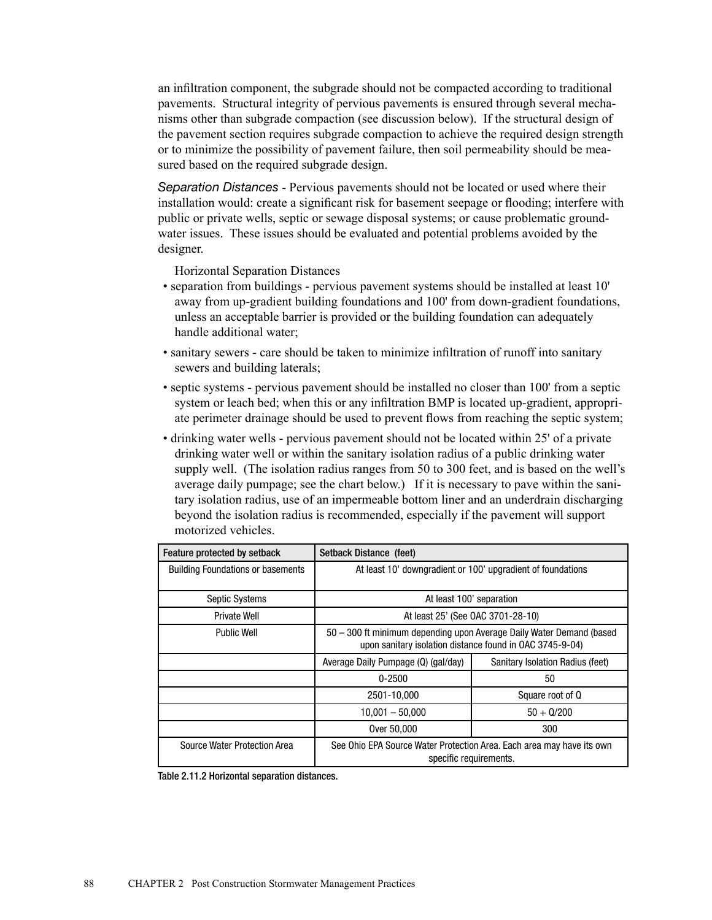an infiltration component, the subgrade should not be compacted according to traditional pavements. Structural integrity of pervious pavements is ensured through several mechanisms other than subgrade compaction (see discussion below). If the structural design of the pavement section requires subgrade compaction to achieve the required design strength or to minimize the possibility of pavement failure, then soil permeability should be measured based on the required subgrade design.

*Separation Distances* - Pervious pavements should not be located or used where their installation would: create a significant risk for basement seepage or flooding; interfere with public or private wells, septic or sewage disposal systems; or cause problematic groundwater issues. These issues should be evaluated and potential problems avoided by the designer.

Horizontal Separation Distances

- separation from buildings - pervious pavement systems should be installed at least 10' away from up-gradient building foundations and 100' from down-gradient foundations, unless an acceptable barrier is provided or the building foundation can adequately handle additional water;
- sanitary sewers - care should be taken to minimize infiltration of runoff into sanitary sewers and building laterals;
- septic systems - pervious pavement should be installed no closer than 100' from a septic system or leach bed; when this or any infiltration BMP is located up-gradient, appropriate perimeter drainage should be used to prevent flows from reaching the septic system;
- drinking water wells - pervious pavement should not be located within 25' of a private drinking water well or within the sanitary isolation radius of a public drinking water supply well. (The isolation radius ranges from 50 to 300 feet, and is based on the well's average daily pumpage; see the chart below.) If it is necessary to pave within the sanitary isolation radius, use of an impermeable bottom liner and an underdrain discharging beyond the isolation radius is recommended, especially if the pavement will support motorized vehicles.

| Feature protected by setback | Setback Distance (feet) | |
|---|---|---|
| Building Foundations or basements | At least 10' downgradient or 100' upgradient of foundations | |
| Septic Systems | At least 100' separation | |
| Private Well | At least 25' (See OAC 3701-28-10) | |
| Public Well | 50 – 300 ft minimum depending upon Average Daily Water Demand (based upon sanitary isolation distance found in OAC 3745-9-04) | |
| | Average Daily Pumpage (Q) (gal/day) | Sanitary Isolation Radius (feet) |
| | 0-2500 | 50 |
| | 2501-10,000 | Square root of Q |
| | 10,001 – 50,000 | 50 + Q/200 |
| | Over 50,000 | 300 |
| Source Water Protection Area | See Ohio EPA Source Water Protection Area. Each area may have its own specific requirements. | |

Table 2.11.2 Horizontal separation distances.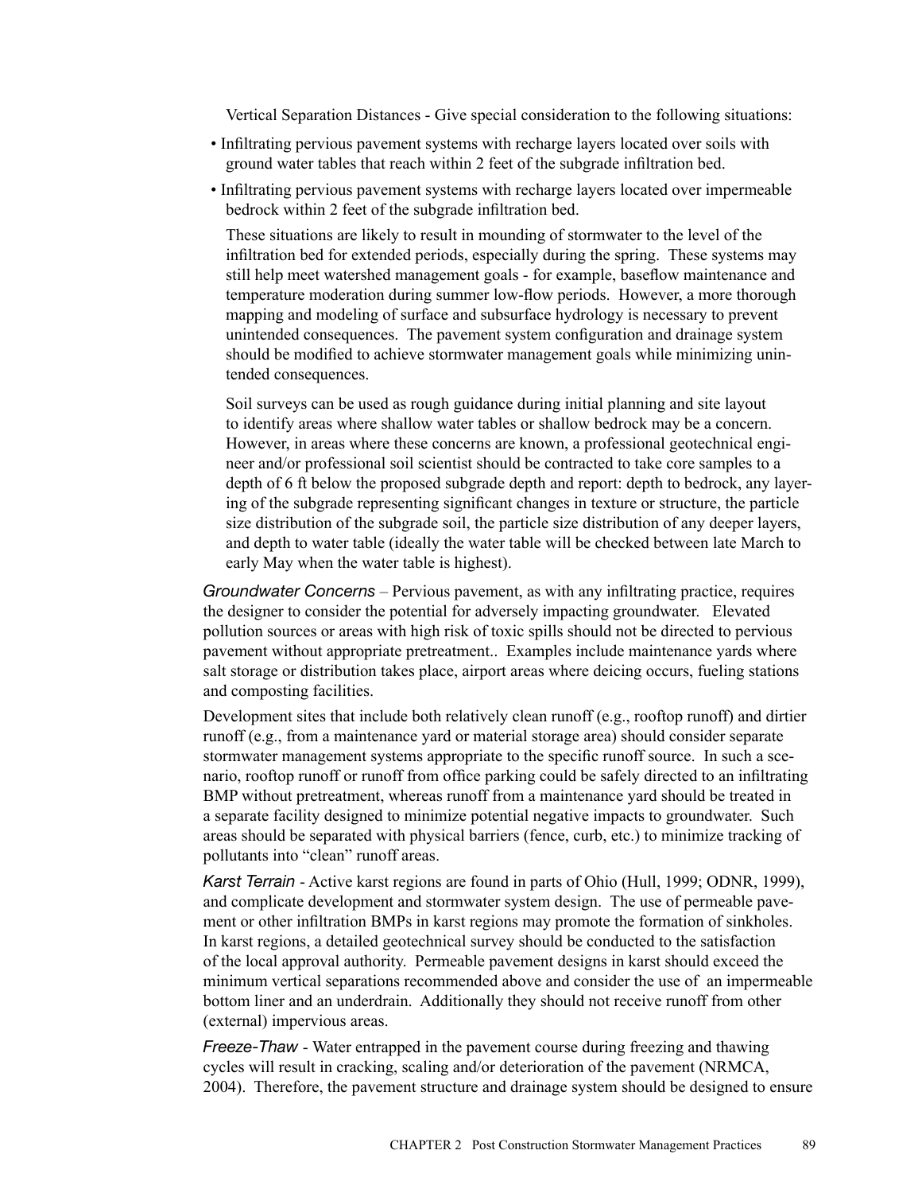Vertical Separation Distances - Give special consideration to the following situations:

- Infiltrating pervious pavement systems with recharge layers located over soils with ground water tables that reach within 2 feet of the subgrade infiltration bed.
- Infiltrating pervious pavement systems with recharge layers located over impermeable bedrock within 2 feet of the subgrade infiltration bed.

These situations are likely to result in mounding of stormwater to the level of the infiltration bed for extended periods, especially during the spring. These systems may still help meet watershed management goals - for example, baseflow maintenance and temperature moderation during summer low-flow periods. However, a more thorough mapping and modeling of surface and subsurface hydrology is necessary to prevent unintended consequences. The pavement system configuration and drainage system should be modified to achieve stormwater management goals while minimizing unintended consequences.

Soil surveys can be used as rough guidance during initial planning and site layout to identify areas where shallow water tables or shallow bedrock may be a concern. However, in areas where these concerns are known, a professional geotechnical engineer and/or professional soil scientist should be contracted to take core samples to a depth of 6 ft below the proposed subgrade depth and report: depth to bedrock, any layering of the subgrade representing significant changes in texture or structure, the particle size distribution of the subgrade soil, the particle size distribution of any deeper layers, and depth to water table (ideally the water table will be checked between late March to early May when the water table is highest).

*Groundwater Concerns* – Pervious pavement, as with any infiltrating practice, requires the designer to consider the potential for adversely impacting groundwater. Elevated pollution sources or areas with high risk of toxic spills should not be directed to pervious pavement without appropriate pretreatment.. Examples include maintenance yards where salt storage or distribution takes place, airport areas where deicing occurs, fueling stations and composting facilities.

Development sites that include both relatively clean runoff (e.g., rooftop runoff) and dirtier runoff (e.g., from a maintenance yard or material storage area) should consider separate stormwater management systems appropriate to the specific runoff source. In such a scenario, rooftop runoff or runoff from office parking could be safely directed to an infiltrating BMP without pretreatment, whereas runoff from a maintenance yard should be treated in a separate facility designed to minimize potential negative impacts to groundwater. Such areas should be separated with physical barriers (fence, curb, etc.) to minimize tracking of pollutants into "clean" runoff areas.

*Karst Terrain* - Active karst regions are found in parts of Ohio (Hull, 1999; ODNR, 1999), and complicate development and stormwater system design. The use of permeable pavement or other infiltration BMPs in karst regions may promote the formation of sinkholes. In karst regions, a detailed geotechnical survey should be conducted to the satisfaction of the local approval authority. Permeable pavement designs in karst should exceed the minimum vertical separations recommended above and consider the use of an impermeable bottom liner and an underdrain. Additionally they should not receive runoff from other (external) impervious areas.

*Freeze-Thaw* - Water entrapped in the pavement course during freezing and thawing cycles will result in cracking, scaling and/or deterioration of the pavement (NRMCA, 2004). Therefore, the pavement structure and drainage system should be designed to ensure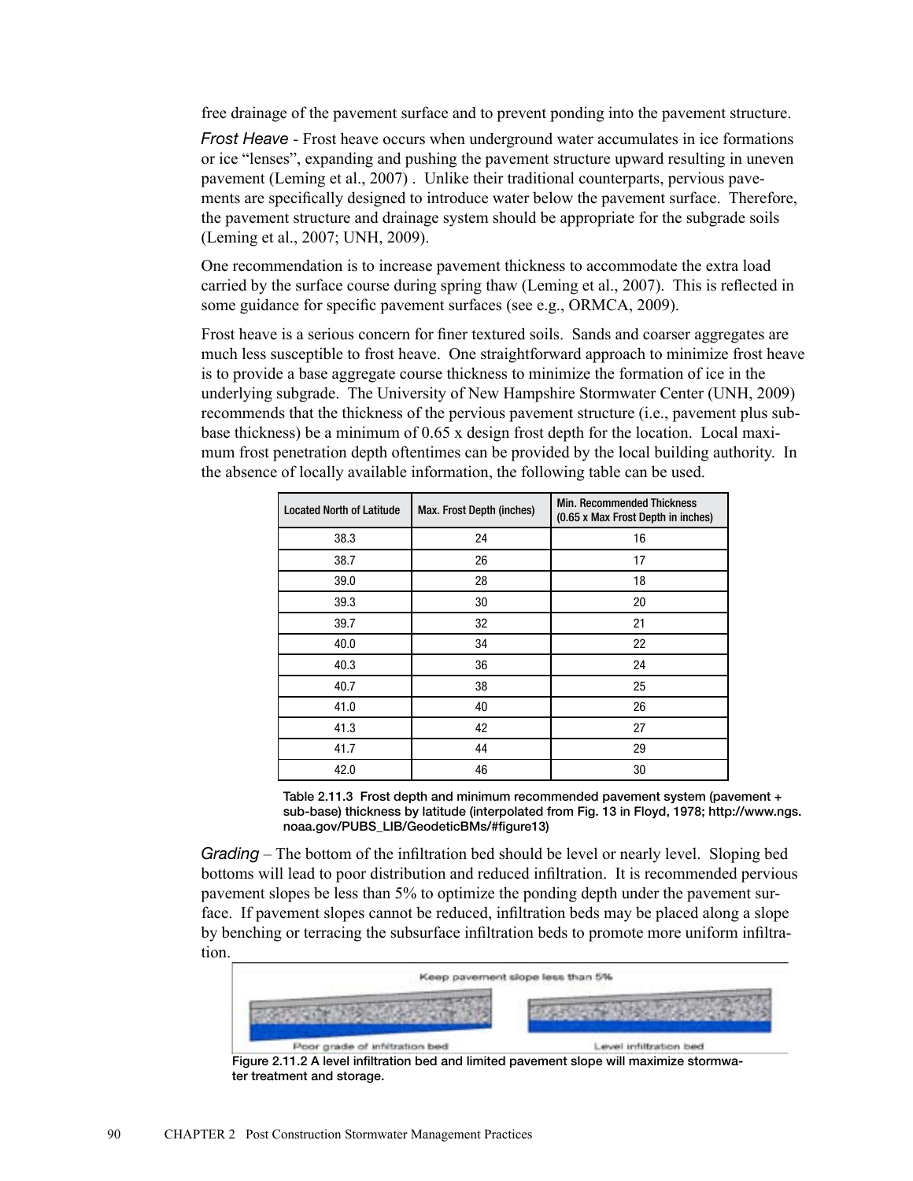free drainage of the pavement surface and to prevent ponding into the pavement structure.

*Frost Heave* - Frost heave occurs when underground water accumulates in ice formations or ice "lenses", expanding and pushing the pavement structure upward resulting in uneven pavement (Leming et al., 2007) . Unlike their traditional counterparts, pervious pavements are specifically designed to introduce water below the pavement surface. Therefore, the pavement structure and drainage system should be appropriate for the subgrade soils (Leming et al., 2007; UNH, 2009).

One recommendation is to increase pavement thickness to accommodate the extra load carried by the surface course during spring thaw (Leming et al., 2007). This is reflected in some guidance for specific pavement surfaces (see e.g., ORMCA, 2009).

Frost heave is a serious concern for finer textured soils. Sands and coarser aggregates are much less susceptible to frost heave. One straightforward approach to minimize frost heave is to provide a base aggregate course thickness to minimize the formation of ice in the underlying subgrade. The University of New Hampshire Stormwater Center (UNH, 2009) recommends that the thickness of the pervious pavement structure (i.e., pavement plus sub-base thickness) be a minimum of 0.65 x design frost depth for the location. Local maximum frost penetration depth oftentimes can be provided by the local building authority. In the absence of locally available information, the following table can be used.

| Located North of Latitude | Max. Frost Depth (inches) | Min. Recommended Thickness (0.65 x Max Frost Depth in inches) |
|---|---|---|
| 38.3 | 24 | 16 |
| 38.7 | 26 | 17 |
| 39.0 | 28 | 18 |
| 39.3 | 30 | 20 |
| 39.7 | 32 | 21 |
| 40.0 | 34 | 22 |
| 40.3 | 36 | 24 |
| 40.7 | 38 | 25 |
| 41.0 | 40 | 26 |
| 41.3 | 42 | 27 |
| 41.7 | 44 | 29 |
| 42.0 | 46 | 30 |

**Table 2.11.3 Frost depth and minimum recommended pavement system (pavement + sub-base) thickness by latitude (interpolated from Fig. 13 in Floyd, 1978; http://www.ngs.noaa.gov/PUBS_LIB/GeodeticBMs/#figure13)**

*Grading* – The bottom of the infiltration bed should be level or nearly level. Sloping bed bottoms will lead to poor distribution and reduced infiltration. It is recommended pervious pavement slopes be less than 5% to optimize the ponding depth under the pavement surface. If pavement slopes cannot be reduced, infiltration beds may be placed along a slope by benching or terracing the subsurface infiltration beds to promote more uniform infiltration.

**Figure 2.11.2 A level infiltration bed and limited pavement slope will maximize stormwater treatment and storage.**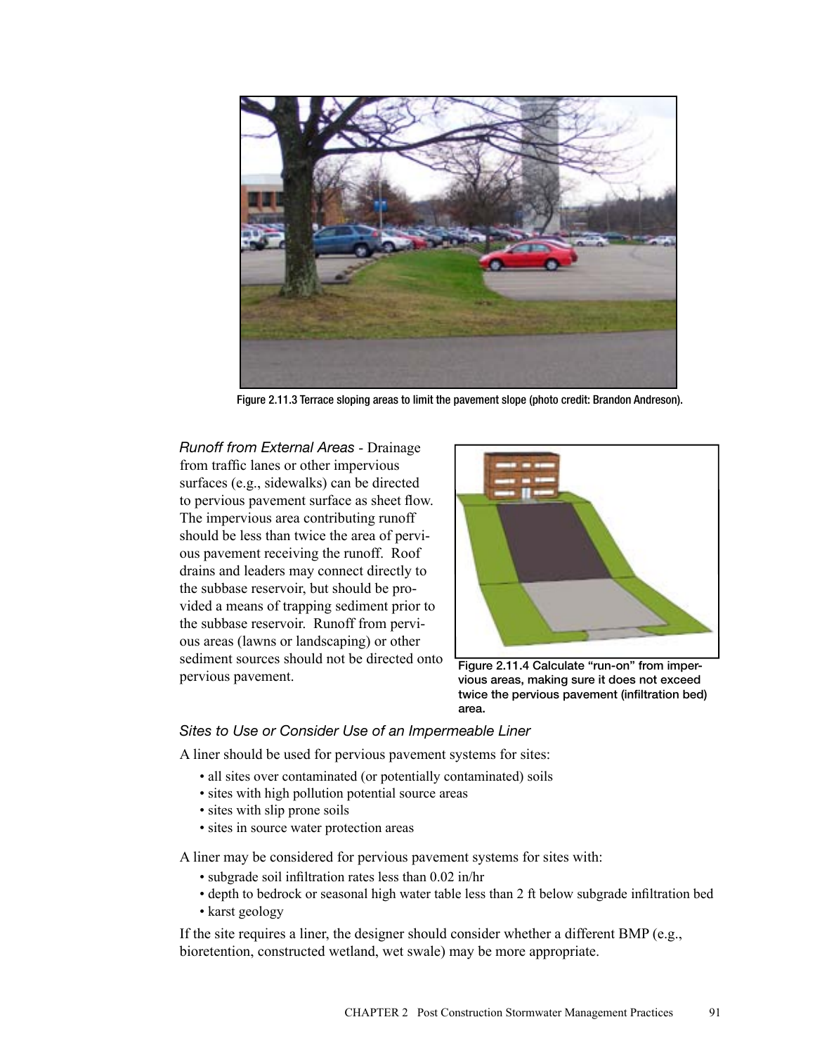Figure 2.11.3 Terrace sloping areas to limit the pavement slope (photo credit: Brandon Andreson).

*Runoff from External Areas* - Drainage from traffic lanes or other impervious surfaces (e.g., sidewalks) can be directed to pervious pavement surface as sheet flow. The impervious area contributing runoff should be less than twice the area of pervious pavement receiving the runoff. Roof drains and leaders may connect directly to the subbase reservoir, but should be provided a means of trapping sediment prior to the subbase reservoir. Runoff from pervious areas (lawns or landscaping) or other sediment sources should not be directed onto pervious pavement.

**Figure 2.11.4 Calculate "run-on" from impervious areas, making sure it does not exceed twice the pervious pavement (infiltration bed) area.**

*Sites to Use or Consider Use of an Impermeable Liner*

A liner should be used for pervious pavement systems for sites:

- all sites over contaminated (or potentially contaminated) soils
- sites with high pollution potential source areas
- sites with slip prone soils
- sites in source water protection areas

A liner may be considered for pervious pavement systems for sites with:

- subgrade soil infiltration rates less than 0.02 in/hr
- depth to bedrock or seasonal high water table less than 2 ft below subgrade infiltration bed
- karst geology

If the site requires a liner, the designer should consider whether a different BMP (e.g., bioretention, constructed wetland, wet swale) may be more appropriate.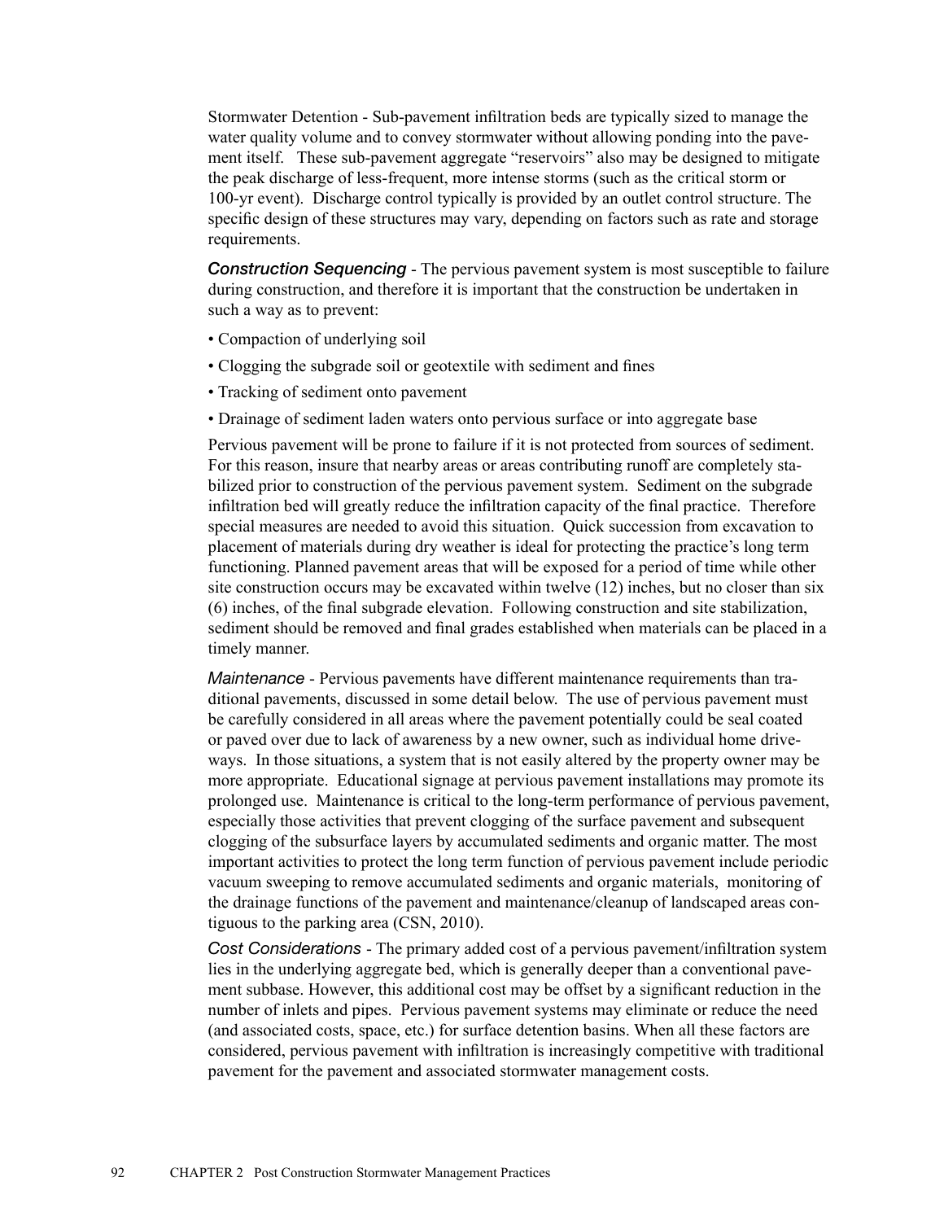Stormwater Detention - Sub-pavement infiltration beds are typically sized to manage the water quality volume and to convey stormwater without allowing ponding into the pavement itself. These sub-pavement aggregate "reservoirs" also may be designed to mitigate the peak discharge of less-frequent, more intense storms (such as the critical storm or 100-yr event). Discharge control typically is provided by an outlet control structure. The specific design of these structures may vary, depending on factors such as rate and storage requirements.

*Construction Sequencing* - The pervious pavement system is most susceptible to failure during construction, and therefore it is important that the construction be undertaken in such a way as to prevent:

- Compaction of underlying soil
- Clogging the subgrade soil or geotextile with sediment and fines
- Tracking of sediment onto pavement
- Drainage of sediment laden waters onto pervious surface or into aggregate base

Pervious pavement will be prone to failure if it is not protected from sources of sediment. For this reason, insure that nearby areas or areas contributing runoff are completely stabilized prior to construction of the pervious pavement system. Sediment on the subgrade infiltration bed will greatly reduce the infiltration capacity of the final practice. Therefore special measures are needed to avoid this situation. Quick succession from excavation to placement of materials during dry weather is ideal for protecting the practice's long term functioning. Planned pavement areas that will be exposed for a period of time while other site construction occurs may be excavated within twelve (12) inches, but no closer than six (6) inches, of the final subgrade elevation. Following construction and site stabilization, sediment should be removed and final grades established when materials can be placed in a timely manner.

*Maintenance* - Pervious pavements have different maintenance requirements than traditional pavements, discussed in some detail below. The use of pervious pavement must be carefully considered in all areas where the pavement potentially could be seal coated or paved over due to lack of awareness by a new owner, such as individual home driveways. In those situations, a system that is not easily altered by the property owner may be more appropriate. Educational signage at pervious pavement installations may promote its prolonged use. Maintenance is critical to the long-term performance of pervious pavement, especially those activities that prevent clogging of the surface pavement and subsequent clogging of the subsurface layers by accumulated sediments and organic matter. The most important activities to protect the long term function of pervious pavement include periodic vacuum sweeping to remove accumulated sediments and organic materials, monitoring of the drainage functions of the pavement and maintenance/cleanup of landscaped areas contiguous to the parking area (CSN, 2010).

*Cost Considerations* - The primary added cost of a pervious pavement/infiltration system lies in the underlying aggregate bed, which is generally deeper than a conventional pavement subbase. However, this additional cost may be offset by a significant reduction in the number of inlets and pipes. Pervious pavement systems may eliminate or reduce the need (and associated costs, space, etc.) for surface detention basins. When all these factors are considered, pervious pavement with infiltration is increasingly competitive with traditional pavement for the pavement and associated stormwater management costs.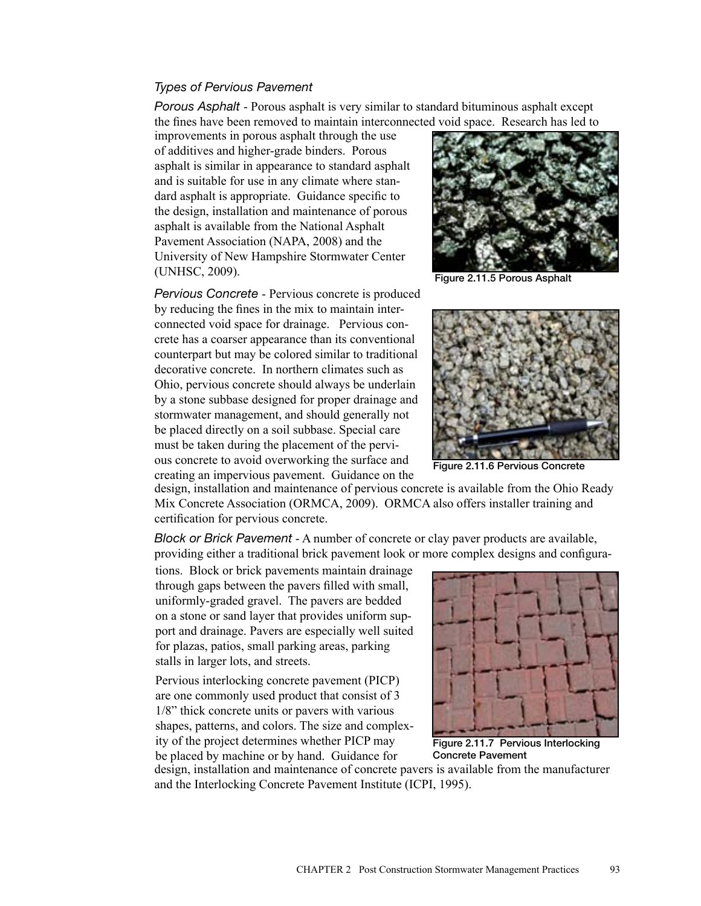*Types of Pervious Pavement*

*Porous Asphalt* - Porous asphalt is very similar to standard bituminous asphalt except the fines have been removed to maintain interconnected void space. Research has led to improvements in porous asphalt through the use of additives and higher-grade binders. Porous asphalt is similar in appearance to standard asphalt and is suitable for use in any climate where standard asphalt is appropriate. Guidance specific to the design, installation and maintenance of porous asphalt is available from the National Asphalt Pavement Association (NAPA, 2008) and the University of New Hampshire Stormwater Center (UNHSC, 2009).

Figure 2.11.5 Porous Asphalt

*Pervious Concrete* - Pervious concrete is produced by reducing the fines in the mix to maintain interconnected void space for drainage. Pervious concrete has a coarser appearance than its conventional counterpart but may be colored similar to traditional decorative concrete. In northern climates such as Ohio, pervious concrete should always be underlain by a stone subbase designed for proper drainage and stormwater management, and should generally not be placed directly on a soil subbase. Special care must be taken during the placement of the pervious concrete to avoid overworking the surface and creating an impervious pavement. Guidance on the design, installation and maintenance of pervious concrete is available from the Ohio Ready Mix Concrete Association (ORMCA, 2009). ORMCA also offers installer training and certification for pervious concrete.

Figure 2.11.6 Pervious Concrete

*Block or Brick Pavement* - A number of concrete or clay paver products are available, providing either a traditional brick pavement look or more complex designs and configurations. Block or brick pavements maintain drainage through gaps between the pavers filled with small, uniformly-graded gravel. The pavers are bedded on a stone or sand layer that provides uniform support and drainage. Pavers are especially well suited for plazas, patios, small parking areas, parking stalls in larger lots, and streets.

Pervious interlocking concrete pavement (PICP) are one commonly used product that consist of 3 1/8" thick concrete units or pavers with various shapes, patterns, and colors. The size and complexity of the project determines whether PICP may be placed by machine or by hand. Guidance for design, installation and maintenance of concrete pavers is available from the manufacturer and the Interlocking Concrete Pavement Institute (ICPI, 1995).

Figure 2.11.7 Pervious Interlocking Concrete Pavement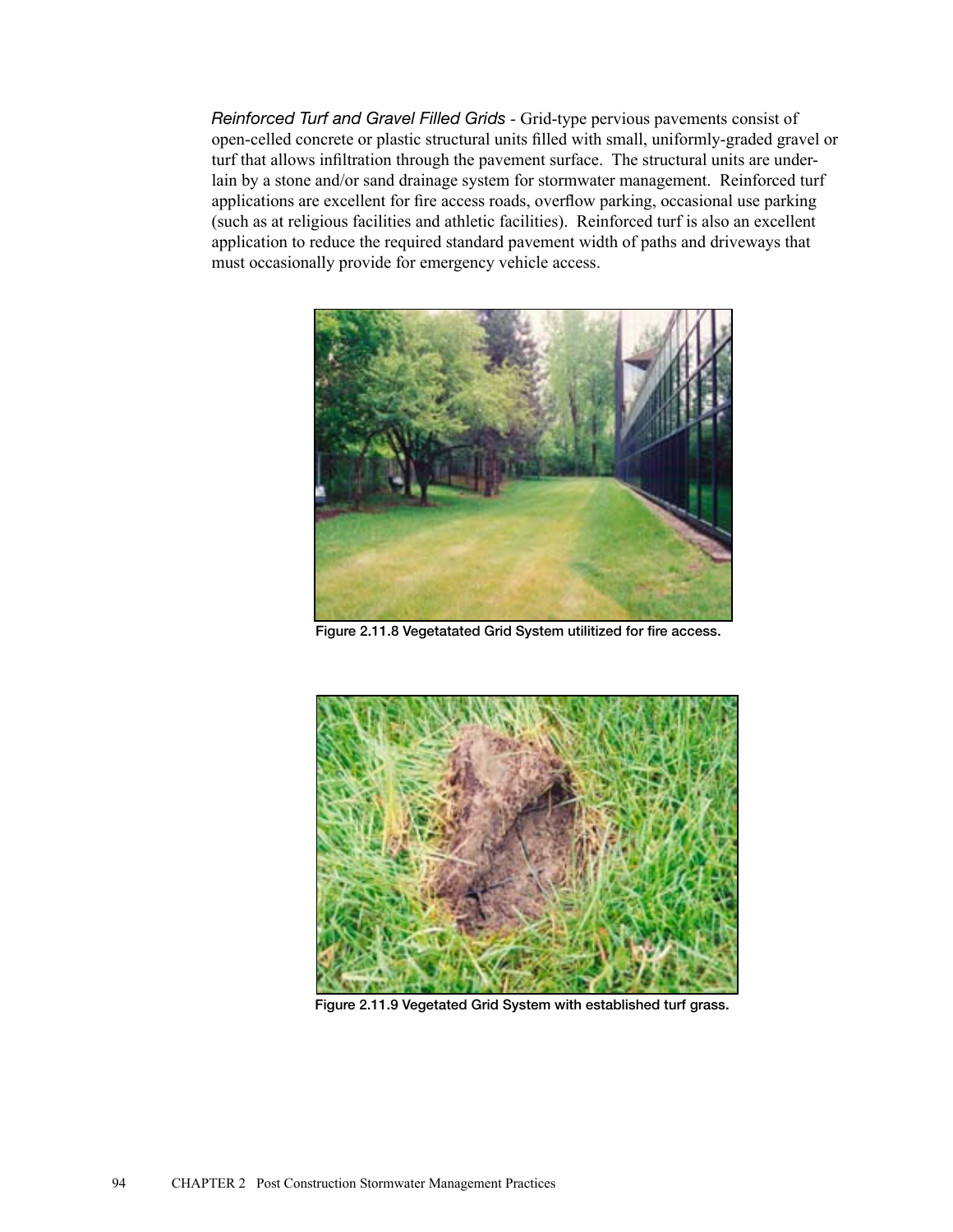*Reinforced Turf and Gravel Filled Grids* - Grid-type pervious pavements consist of open-celled concrete or plastic structural units filled with small, uniformly-graded gravel or turf that allows infiltration through the pavement surface. The structural units are underlain by a stone and/or sand drainage system for stormwater management. Reinforced turf applications are excellent for fire access roads, overflow parking, occasional use parking (such as at religious facilities and athletic facilities). Reinforced turf is also an excellent application to reduce the required standard pavement width of paths and driveways that must occasionally provide for emergency vehicle access.

**Figure 2.11.8 Vegetatated Grid System utilitized for fire access.**

**Figure 2.11.9 Vegetated Grid System with established turf grass.**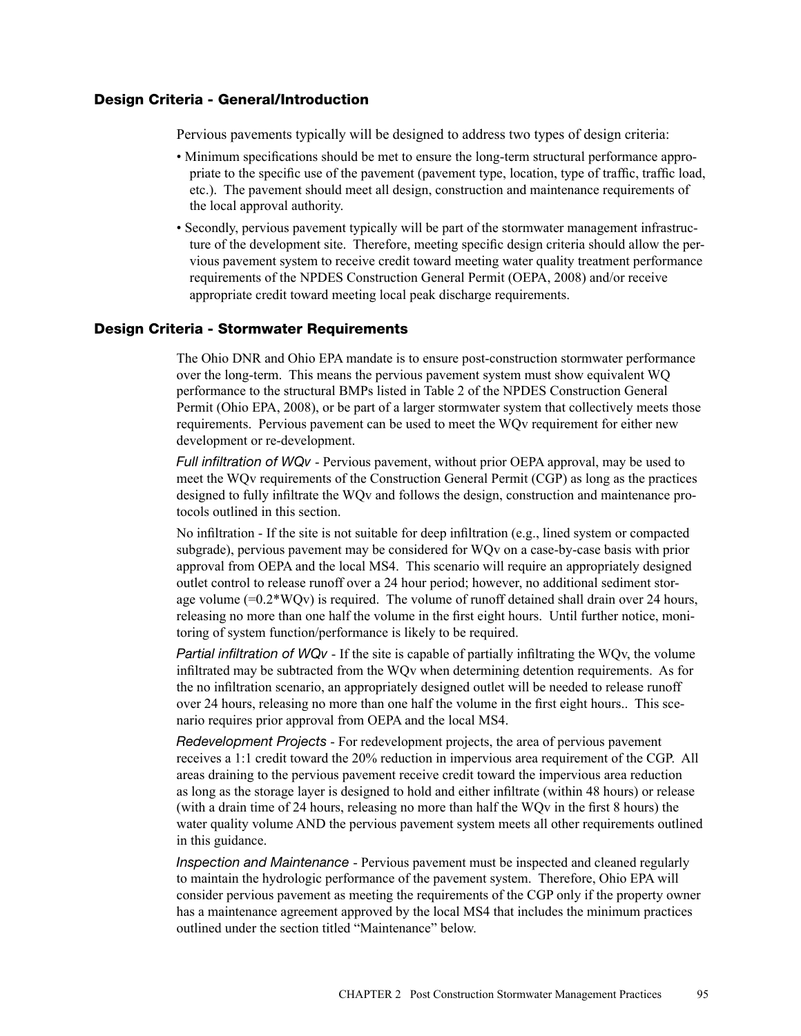## Design Criteria - General/Introduction

Pervious pavements typically will be designed to address two types of design criteria:

- Minimum specifications should be met to ensure the long-term structural performance appropriate to the specific use of the pavement (pavement type, location, type of traffic, traffic load, etc.). The pavement should meet all design, construction and maintenance requirements of the local approval authority.
- Secondly, pervious pavement typically will be part of the stormwater management infrastructure of the development site. Therefore, meeting specific design criteria should allow the pervious pavement system to receive credit toward meeting water quality treatment performance requirements of the NPDES Construction General Permit (OEPA, 2008) and/or receive appropriate credit toward meeting local peak discharge requirements.

## Design Criteria - Stormwater Requirements

The Ohio DNR and Ohio EPA mandate is to ensure post-construction stormwater performance over the long-term. This means the pervious pavement system must show equivalent WQ performance to the structural BMPs listed in Table 2 of the NPDES Construction General Permit (Ohio EPA, 2008), or be part of a larger stormwater system that collectively meets those requirements. Pervious pavement can be used to meet the WQv requirement for either new development or re-development.

*Full infiltration of WQv* - Pervious pavement, without prior OEPA approval, may be used to meet the WQv requirements of the Construction General Permit (CGP) as long as the practices designed to fully infiltrate the WQv and follows the design, construction and maintenance protocols outlined in this section.

No infiltration - If the site is not suitable for deep infiltration (e.g., lined system or compacted subgrade), pervious pavement may be considered for WQv on a case-by-case basis with prior approval from OEPA and the local MS4. This scenario will require an appropriately designed outlet control to release runoff over a 24 hour period; however, no additional sediment storage volume (=0.2*WQv) is required. The volume of runoff detained shall drain over 24 hours, releasing no more than one half the volume in the first eight hours. Until further notice, monitoring of system function/performance is likely to be required.

*Partial infiltration of WQv* - If the site is capable of partially infiltrating the WQv, the volume infiltrated may be subtracted from the WQv when determining detention requirements. As for the no infiltration scenario, an appropriately designed outlet will be needed to release runoff over 24 hours, releasing no more than one half the volume in the first eight hours.. This scenario requires prior approval from OEPA and the local MS4.

*Redevelopment Projects* - For redevelopment projects, the area of pervious pavement receives a 1:1 credit toward the 20% reduction in impervious area requirement of the CGP. All areas draining to the pervious pavement receive credit toward the impervious area reduction as long as the storage layer is designed to hold and either infiltrate (within 48 hours) or release (with a drain time of 24 hours, releasing no more than half the WQv in the first 8 hours) the water quality volume AND the pervious pavement system meets all other requirements outlined in this guidance.

*Inspection and Maintenance* - Pervious pavement must be inspected and cleaned regularly to maintain the hydrologic performance of the pavement system. Therefore, Ohio EPA will consider pervious pavement as meeting the requirements of the CGP only if the property owner has a maintenance agreement approved by the local MS4 that includes the minimum practices outlined under the section titled “Maintenance” below.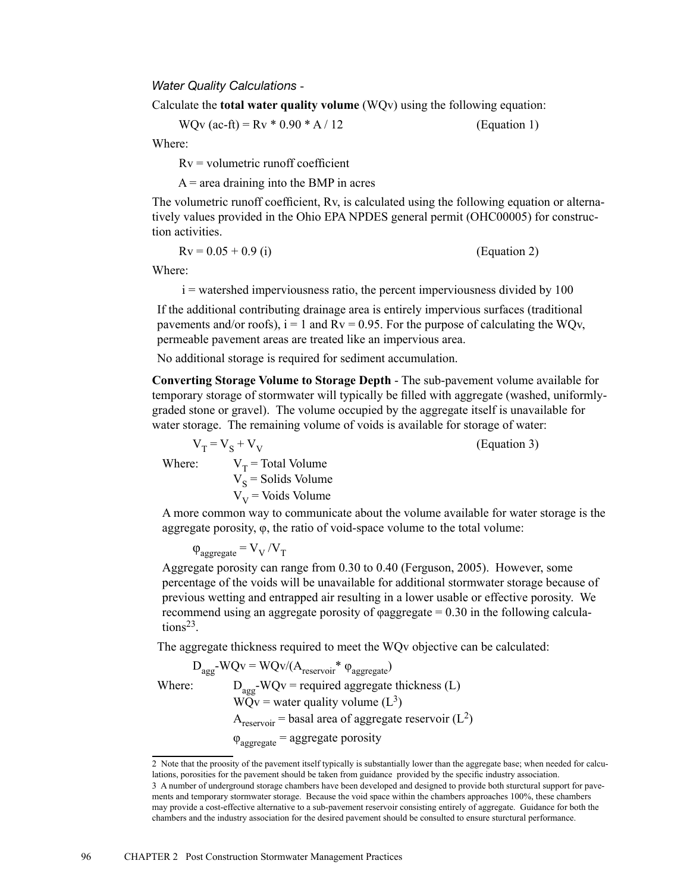*Water Quality Calculations* -

Calculate the **total water quality volume** (WQv) using the following equation:

$$WQv\ (ac\text{-}ft) = Rv * 0.90 * A / 12 \quad \text{(Equation 1)}$$

Where:

Rv = volumetric runoff coefficient

A = area draining into the BMP in acres

The volumetric runoff coefficient, Rv, is calculated using the following equation or alternatively values provided in the Ohio EPA NPDES general permit (OHC00005) for construction activities.

$$Rv = 0.05 + 0.9\ (i) \quad \text{(Equation 2)}$$

Where:

i = watershed imperviousness ratio, the percent imperviousness divided by 100

If the additional contributing drainage area is entirely impervious surfaces (traditional pavements and/or roofs), i = 1 and Rv = 0.95. For the purpose of calculating the WQv, permeable pavement areas are treated like an impervious area.

No additional storage is required for sediment accumulation.

**Converting Storage Volume to Storage Depth** - The sub-pavement volume available for temporary storage of stormwater will typically be filled with aggregate (washed, uniformly-graded stone or gravel). The volume occupied by the aggregate itself is unavailable for water storage. The remaining volume of voids is available for storage of water:

$$V_T = V_S + V_V \quad \text{(Equation 3)}$$

Where: $V_T$ = Total Volume
$V_S$ = Solids Volume
$V_V$ = Voids Volume

A more common way to communicate about the volume available for water storage is the aggregate porosity, φ, the ratio of void-space volume to the total volume:

$$\varphi_{aggregate} = V_V / V_T$$

Aggregate porosity can range from 0.30 to 0.40 (Ferguson, 2005). However, some percentage of the voids will be unavailable for additional stormwater storage because of previous wetting and entrapped air resulting in a lower usable or effective porosity. We recommend using an aggregate porosity of φaggregate = 0.30 in the following calculations[2][3].

The aggregate thickness required to meet the WQv objective can be calculated:

$$D_{agg}\text{-}WQv = WQv/(A_{reservoir} * \varphi_{aggregate})$$

Where: $D_{agg}$-WQv = required aggregate thickness (L)
WQv = water quality volume ($L^3$)
$A_{reservoir}$ = basal area of aggregate reservoir ($L^2$)
$\varphi_{aggregate}$ = aggregate porosity

---

2 Note that the proosity of the pavement itself typically is substantially lower than the aggregate base; when needed for calculations, porosities for the pavement should be taken from guidance provided by the specific industry association.

3 A number of underground storage chambers have been developed and designed to provide both sturctural support for pavements and temporary stormwater storage. Because the void space within the chambers approaches 100%, these chambers may provide a cost-effective alternative to a sub-pavement reservoir consisting entirely of aggregate. Guidance for both the chambers and the industry association for the desired pavement should be consulted to ensure sturctural performance.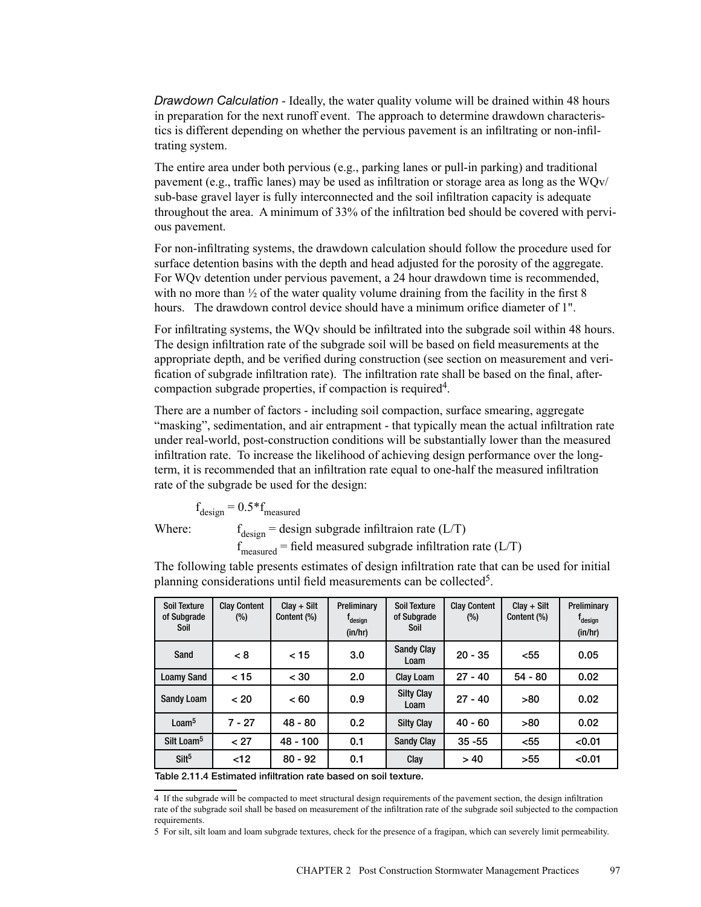*Drawdown Calculation* - Ideally, the water quality volume will be drained within 48 hours in preparation for the next runoff event. The approach to determine drawdown characteristics is different depending on whether the pervious pavement is an infiltrating or non-infiltrating system.

The entire area under both pervious (e.g., parking lanes or pull-in parking) and traditional pavement (e.g., traffic lanes) may be used as infiltration or storage area as long as the WQv/sub-base gravel layer is fully interconnected and the soil infiltration capacity is adequate throughout the area. A minimum of 33% of the infiltration bed should be covered with pervious pavement.

For non-infiltrating systems, the drawdown calculation should follow the procedure used for surface detention basins with the depth and head adjusted for the porosity of the aggregate. For WQv detention under pervious pavement, a 24 hour drawdown time is recommended, with no more than ½ of the water quality volume draining from the facility in the first 8 hours. The drawdown control device should have a minimum orifice diameter of 1".

For infiltrating systems, the WQv should be infiltrated into the subgrade soil within 48 hours. The design infiltration rate of the subgrade soil will be based on field measurements at the appropriate depth, and be verified during construction (see section on measurement and verification of subgrade infiltration rate). The infiltration rate shall be based on the final, after-compaction subgrade properties, if compaction is required[4].

There are a number of factors - including soil compaction, surface smearing, aggregate "masking", sedimentation, and air entrapment - that typically mean the actual infiltration rate under real-world, post-construction conditions will be substantially lower than the measured infiltration rate. To increase the likelihood of achieving design performance over the long-term, it is recommended that an infiltration rate equal to one-half the measured infiltration rate of the subgrade be used for the design:

$$f_{design} = 0.5 * f_{measured}$$

Where: $f_{design}$ = design subgrade infiltraion rate (L/T)

$f_{measured}$ = field measured subgrade infiltration rate (L/T)

The following table presents estimates of design infiltration rate that can be used for initial planning considerations until field measurements can be collected[5].

| Soil Texture of Subgrade Soil | Clay Content (%) | Clay + Silt Content (%) | Preliminary $f_{design}$ (in/hr) | Soil Texture of Subgrade Soil | Clay Content (%) | Clay + Silt Content (%) | Preliminary $f_{design}$ (in/hr) |
|---|---|---|---|---|---|---|---|
| Sand | < 8 | < 15 | 3.0 | Sandy Clay Loam | 20 - 35 | <55 | 0.05 |
| Loamy Sand | < 15 | < 30 | 2.0 | Clay Loam | 27 - 40 | 54 - 80 | 0.02 |
| Sandy Loam | < 20 | < 60 | 0.9 | Silty Clay Loam | 27 - 40 | >80 | 0.02 |
| Loam[5] | 7 - 27 | 48 - 80 | 0.2 | Silty Clay | 40 - 60 | >80 | 0.02 |
| Silt Loam[5] | < 27 | 48 - 100 | 0.1 | Sandy Clay | 35 -55 | <55 | <0.01 |
| Silt[5] | <12 | 80 - 92 | 0.1 | Clay | > 40 | >55 | <0.01 |

**Table 2.11.4 Estimated infiltration rate based on soil texture.**

4 If the subgrade will be compacted to meet structural design requirements of the pavement section, the design infiltration rate of the subgrade soil shall be based on measurement of the infiltration rate of the subgrade soil subjected to the compaction requirements.

5 For silt, silt loam and loam subgrade textures, check for the presence of a fragipan, which can severely limit permeability.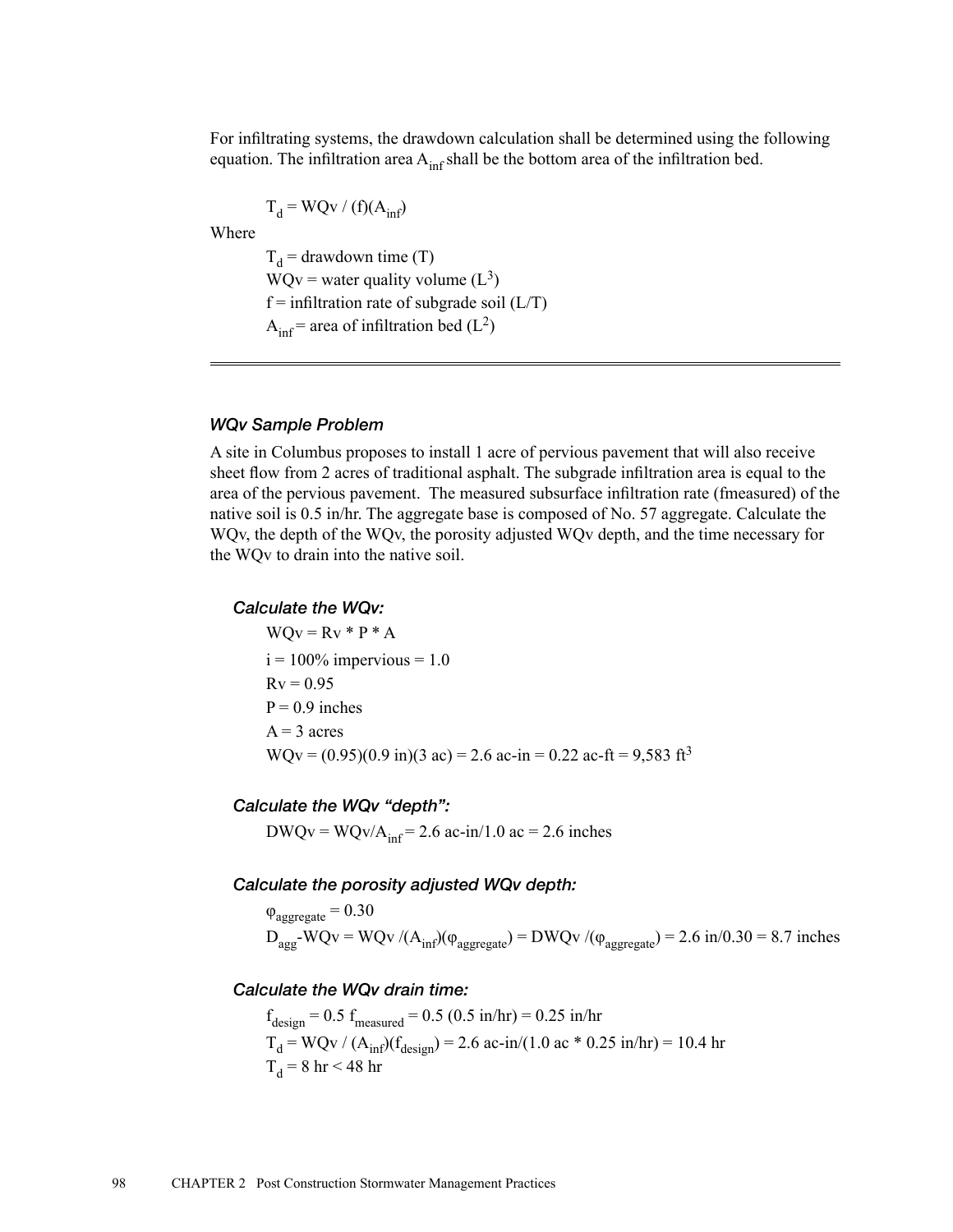For infiltrating systems, the drawdown calculation shall be determined using the following equation. The infiltration area $A_{inf}$ shall be the bottom area of the infiltration bed.

$$T_d = WQv / (f)(A_{inf})$$

Where

$T_d$ = drawdown time (T)
WQv = water quality volume ($L^3$)
f = infiltration rate of subgrade soil (L/T)
$A_{inf}$ = area of infiltration bed ($L^2$)

---

### *WQv Sample Problem*

A site in Columbus proposes to install 1 acre of pervious pavement that will also receive sheet flow from 2 acres of traditional asphalt. The subgrade infiltration area is equal to the area of the pervious pavement. The measured subsurface infiltration rate (fmeasured) of the native soil is 0.5 in/hr. The aggregate base is composed of No. 57 aggregate. Calculate the WQv, the depth of the WQv, the porosity adjusted WQv depth, and the time necessary for the WQv to drain into the native soil.

#### *Calculate the WQv:*

WQv = Rv * P * A

i = 100% impervious = 1.0

Rv = 0.95

P = 0.9 inches

A = 3 acres

WQv = (0.95)(0.9 in)(3 ac) = 2.6 ac-in = 0.22 ac-ft = 9,583 $ft^3$

#### *Calculate the WQv "depth":*

$DWQv = WQv/A_{inf}$ = 2.6 ac-in/1.0 ac = 2.6 inches

#### *Calculate the porosity adjusted WQv depth:*

$\varphi_{aggregate} = 0.30$

$D_{agg}\text{-}WQv = WQv/(A_{inf})(\varphi_{aggregate}) = DWQv/(\varphi_{aggregate})$ = 2.6 in/0.30 = 8.7 inches

#### *Calculate the WQv drain time:*

$f_{design} = 0.5\ f_{measured}$ = 0.5 (0.5 in/hr) = 0.25 in/hr

$T_d = WQv / (A_{inf})(f_{design})$ = 2.6 ac-in/(1.0 ac * 0.25 in/hr) = 10.4 hr

$T_d$ = 8 hr < 48 hr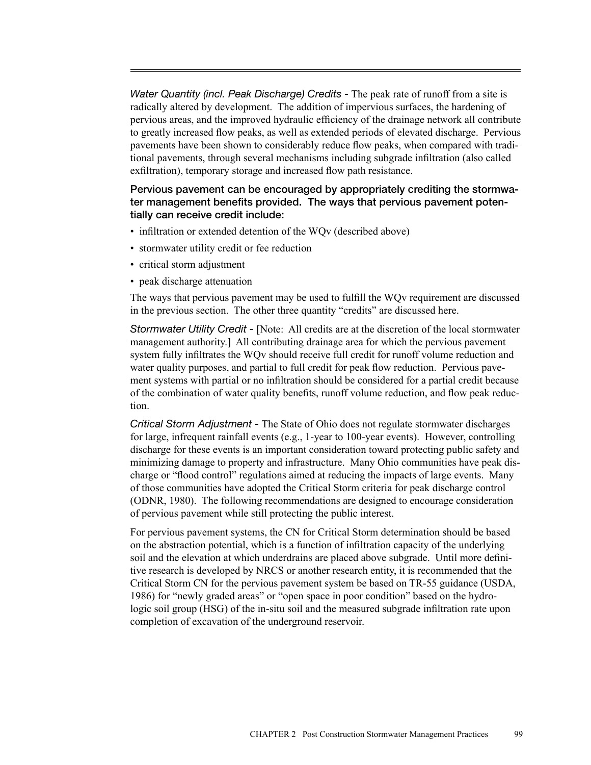*Water Quantity (incl. Peak Discharge) Credits* - The peak rate of runoff from a site is radically altered by development. The addition of impervious surfaces, the hardening of pervious areas, and the improved hydraulic efficiency of the drainage network all contribute to greatly increased flow peaks, as well as extended periods of elevated discharge. Pervious pavements have been shown to considerably reduce flow peaks, when compared with traditional pavements, through several mechanisms including subgrade infiltration (also called exfiltration), temporary storage and increased flow path resistance.

**Pervious pavement can be encouraged by appropriately crediting the stormwater management benefits provided. The ways that pervious pavement potentially can receive credit include:**

- infiltration or extended detention of the WQv (described above)
- stormwater utility credit or fee reduction
- critical storm adjustment
- peak discharge attenuation

The ways that pervious pavement may be used to fulfill the WQv requirement are discussed in the previous section. The other three quantity "credits" are discussed here.

*Stormwater Utility Credit* - [Note: All credits are at the discretion of the local stormwater management authority.] All contributing drainage area for which the pervious pavement system fully infiltrates the WQv should receive full credit for runoff volume reduction and water quality purposes, and partial to full credit for peak flow reduction. Pervious pavement systems with partial or no infiltration should be considered for a partial credit because of the combination of water quality benefits, runoff volume reduction, and flow peak reduction.

*Critical Storm Adjustment* - The State of Ohio does not regulate stormwater discharges for large, infrequent rainfall events (e.g., 1-year to 100-year events). However, controlling discharge for these events is an important consideration toward protecting public safety and minimizing damage to property and infrastructure. Many Ohio communities have peak discharge or "flood control" regulations aimed at reducing the impacts of large events. Many of those communities have adopted the Critical Storm criteria for peak discharge control (ODNR, 1980). The following recommendations are designed to encourage consideration of pervious pavement while still protecting the public interest.

For pervious pavement systems, the CN for Critical Storm determination should be based on the abstraction potential, which is a function of infiltration capacity of the underlying soil and the elevation at which underdrains are placed above subgrade. Until more definitive research is developed by NRCS or another research entity, it is recommended that the Critical Storm CN for the pervious pavement system be based on TR-55 guidance (USDA, 1986) for "newly graded areas" or "open space in poor condition" based on the hydrologic soil group (HSG) of the in-situ soil and the measured subgrade infiltration rate upon completion of excavation of the underground reservoir.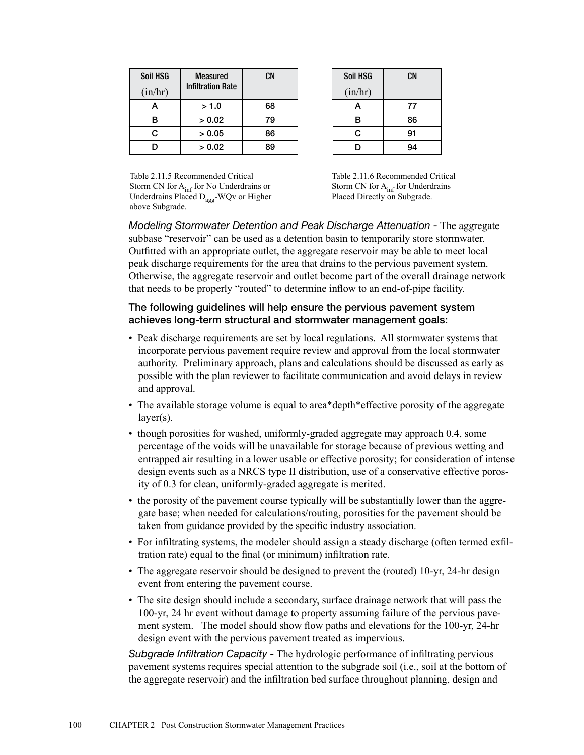| Soil HSG (in/hr) | Measured Infiltration Rate | CN |
|---|---|---|
| A | > 1.0 | 68 |
| B | > 0.02 | 79 |
| C | > 0.05 | 86 |
| D | > 0.02 | 89 |

Table 2.11.5 Recommended Critical Storm CN for $A_{inf}$ for No Underdrains or Underdrains Placed $D_{agg}$-WQv or Higher above Subgrade.

| Soil HSG (in/hr) | CN |
|---|---|
| A | 77 |
| B | 86 |
| C | 91 |
| D | 94 |

Table 2.11.6 Recommended Critical Storm CN for $A_{inf}$ for Underdrains Placed Directly on Subgrade.

*Modeling Stormwater Detention and Peak Discharge Attenuation* - The aggregate subbase "reservoir" can be used as a detention basin to temporarily store stormwater. Outfitted with an appropriate outlet, the aggregate reservoir may be able to meet local peak discharge requirements for the area that drains to the pervious pavement system. Otherwise, the aggregate reservoir and outlet become part of the overall drainage network that needs to be properly "routed" to determine inflow to an end-of-pipe facility.

**The following guidelines will help ensure the pervious pavement system achieves long-term structural and stormwater management goals:**

- Peak discharge requirements are set by local regulations. All stormwater systems that incorporate pervious pavement require review and approval from the local stormwater authority. Preliminary approach, plans and calculations should be discussed as early as possible with the plan reviewer to facilitate communication and avoid delays in review and approval.
- The available storage volume is equal to area*depth*effective porosity of the aggregate layer(s).
- though porosities for washed, uniformly-graded aggregate may approach 0.4, some percentage of the voids will be unavailable for storage because of previous wetting and entrapped air resulting in a lower usable or effective porosity; for consideration of intense design events such as a NRCS type II distribution, use of a conservative effective porosity of 0.3 for clean, uniformly-graded aggregate is merited.
- the porosity of the pavement course typically will be substantially lower than the aggregate base; when needed for calculations/routing, porosities for the pavement should be taken from guidance provided by the specific industry association.
- For infiltrating systems, the modeler should assign a steady discharge (often termed exfiltration rate) equal to the final (or minimum) infiltration rate.
- The aggregate reservoir should be designed to prevent the (routed) 10-yr, 24-hr design event from entering the pavement course.
- The site design should include a secondary, surface drainage network that will pass the 100-yr, 24 hr event without damage to property assuming failure of the pervious pavement system. The model should show flow paths and elevations for the 100-yr, 24-hr design event with the pervious pavement treated as impervious.

*Subgrade Infiltration Capacity* - The hydrologic performance of infiltrating pervious pavement systems requires special attention to the subgrade soil (i.e., soil at the bottom of the aggregate reservoir) and the infiltration bed surface throughout planning, design and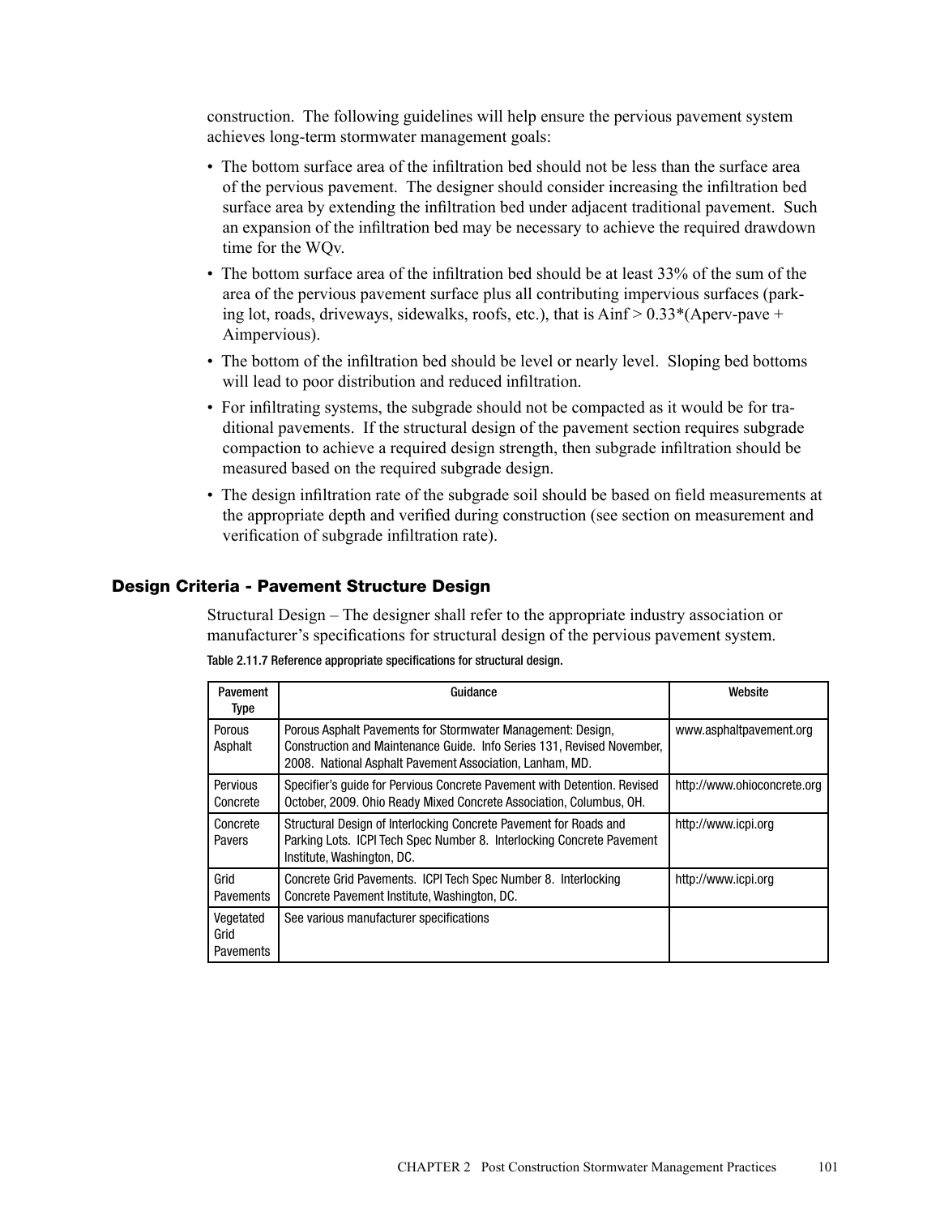construction. The following guidelines will help ensure the pervious pavement system achieves long-term stormwater management goals:

- The bottom surface area of the infiltration bed should not be less than the surface area of the pervious pavement. The designer should consider increasing the infiltration bed surface area by extending the infiltration bed under adjacent traditional pavement. Such an expansion of the infiltration bed may be necessary to achieve the required drawdown time for the WQv.
- The bottom surface area of the infiltration bed should be at least 33% of the sum of the area of the pervious pavement surface plus all contributing impervious surfaces (parking lot, roads, driveways, sidewalks, roofs, etc.), that is $A_{inf} > 0.33*(A_{perv\text{-}pave} + A_{impervious})$.
- The bottom of the infiltration bed should be level or nearly level. Sloping bed bottoms will lead to poor distribution and reduced infiltration.
- For infiltrating systems, the subgrade should not be compacted as it would be for traditional pavements. If the structural design of the pavement section requires subgrade compaction to achieve a required design strength, then subgrade infiltration should be measured based on the required subgrade design.
- The design infiltration rate of the subgrade soil should be based on field measurements at the appropriate depth and verified during construction (see section on measurement and verification of subgrade infiltration rate).

## Design Criteria - Pavement Structure Design

Structural Design – The designer shall refer to the appropriate industry association or manufacturer's specifications for structural design of the pervious pavement system.

Table 2.11.7 Reference appropriate specifications for structural design.

| Pavement Type | Guidance | Website |
|---|---|---|
| Porous Asphalt | Porous Asphalt Pavements for Stormwater Management: Design, Construction and Maintenance Guide. Info Series 131, Revised November, 2008. National Asphalt Pavement Association, Lanham, MD. | www.asphaltpavement.org |
| Pervious Concrete | Specifier's guide for Pervious Concrete Pavement with Detention. Revised October, 2009. Ohio Ready Mixed Concrete Association, Columbus, OH. | http://www.ohioconcrete.org |
| Concrete Pavers | Structural Design of Interlocking Concrete Pavement for Roads and Parking Lots. ICPI Tech Spec Number 8. Interlocking Concrete Pavement Institute, Washington, DC. | http://www.icpi.org |
| Grid Pavements | Concrete Grid Pavements. ICPI Tech Spec Number 8. Interlocking Concrete Pavement Institute, Washington, DC. | http://www.icpi.org |
| Vegetated Grid Pavements | See various manufacturer specifications | |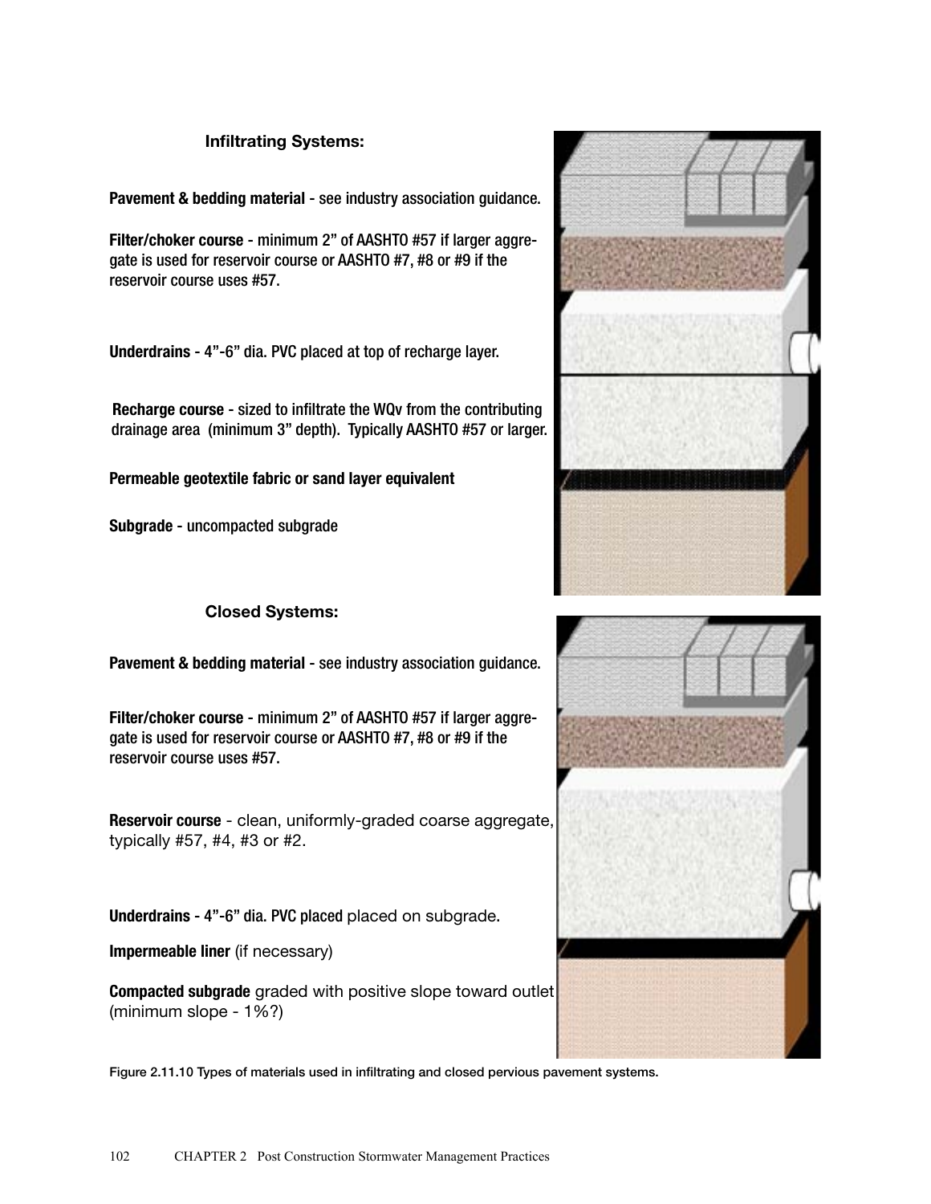### Infiltrating Systems:

**Pavement & bedding material** - see industry association guidance.

**Filter/choker course** - minimum 2" of AASHTO #57 if larger aggregate is used for reservoir course or AASHTO #7, #8 or #9 if the reservoir course uses #57.

**Underdrains** - 4"-6" dia. PVC placed at top of recharge layer.

**Recharge course** - sized to infiltrate the WQv from the contributing drainage area (minimum 3" depth). Typically AASHTO #57 or larger.

**Permeable geotextile fabric or sand layer equivalent**

**Subgrade** - uncompacted subgrade

### Closed Systems:

**Pavement & bedding material** - see industry association guidance.

**Filter/choker course** - minimum 2" of AASHTO #57 if larger aggregate is used for reservoir course or AASHTO #7, #8 or #9 if the reservoir course uses #57.

**Reservoir course** - clean, uniformly-graded coarse aggregate, typically #57, #4, #3 or #2.

**Underdrains** - 4"-6" dia. PVC placed placed on subgrade.

**Impermeable liner** (if necessary)

**Compacted subgrade** graded with positive slope toward outlet (minimum slope - 1%?)

Figure 2.11.10 Types of materials used in infiltrating and closed pervious pavement systems.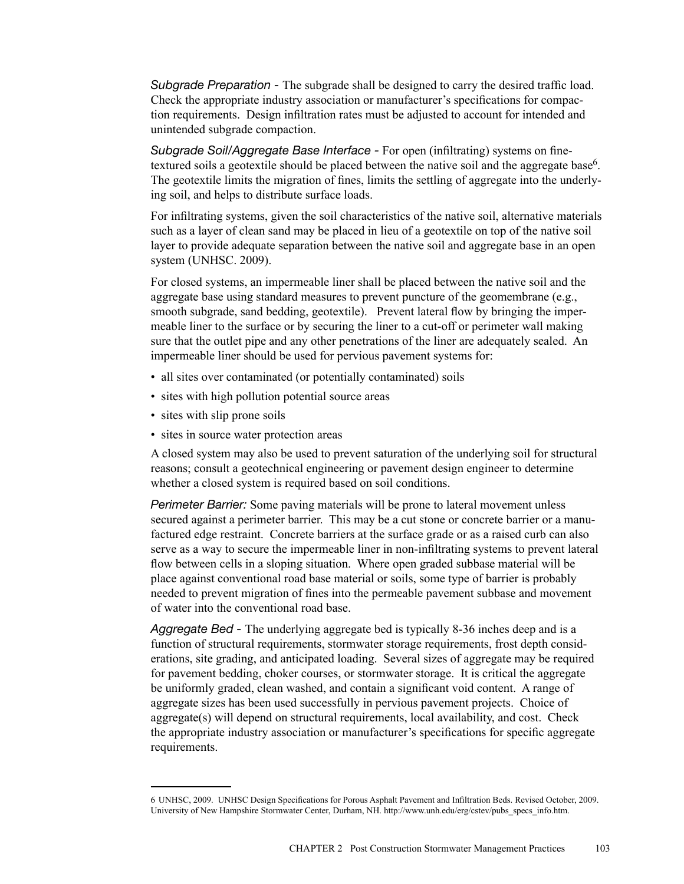*Subgrade Preparation* - The subgrade shall be designed to carry the desired traffic load. Check the appropriate industry association or manufacturer's specifications for compaction requirements. Design infiltration rates must be adjusted to account for intended and unintended subgrade compaction.

*Subgrade Soil/Aggregate Base Interface* - For open (infiltrating) systems on fine-textured soils a geotextile should be placed between the native soil and the aggregate base[6]. The geotextile limits the migration of fines, limits the settling of aggregate into the underlying soil, and helps to distribute surface loads.

For infiltrating systems, given the soil characteristics of the native soil, alternative materials such as a layer of clean sand may be placed in lieu of a geotextile on top of the native soil layer to provide adequate separation between the native soil and aggregate base in an open system (UNHSC. 2009).

For closed systems, an impermeable liner shall be placed between the native soil and the aggregate base using standard measures to prevent puncture of the geomembrane (e.g., smooth subgrade, sand bedding, geotextile). Prevent lateral flow by bringing the impermeable liner to the surface or by securing the liner to a cut-off or perimeter wall making sure that the outlet pipe and any other penetrations of the liner are adequately sealed. An impermeable liner should be used for pervious pavement systems for:

- all sites over contaminated (or potentially contaminated) soils
- sites with high pollution potential source areas
- sites with slip prone soils
- sites in source water protection areas

A closed system may also be used to prevent saturation of the underlying soil for structural reasons; consult a geotechnical engineering or pavement design engineer to determine whether a closed system is required based on soil conditions.

*Perimeter Barrier:* Some paving materials will be prone to lateral movement unless secured against a perimeter barrier. This may be a cut stone or concrete barrier or a manufactured edge restraint. Concrete barriers at the surface grade or as a raised curb can also serve as a way to secure the impermeable liner in non-infiltrating systems to prevent lateral flow between cells in a sloping situation. Where open graded subbase material will be place against conventional road base material or soils, some type of barrier is probably needed to prevent migration of fines into the permeable pavement subbase and movement of water into the conventional road base.

*Aggregate Bed* - The underlying aggregate bed is typically 8-36 inches deep and is a function of structural requirements, stormwater storage requirements, frost depth considerations, site grading, and anticipated loading. Several sizes of aggregate may be required for pavement bedding, choker courses, or stormwater storage. It is critical the aggregate be uniformly graded, clean washed, and contain a significant void content. A range of aggregate sizes has been used successfully in pervious pavement projects. Choice of aggregate(s) will depend on structural requirements, local availability, and cost. Check the appropriate industry association or manufacturer's specifications for specific aggregate requirements.

---

6 UNHSC, 2009. UNHSC Design Specifications for Porous Asphalt Pavement and Infiltration Beds. Revised October, 2009. University of New Hampshire Stormwater Center, Durham, NH. http://www.unh.edu/erg/cstev/pubs_specs_info.htm.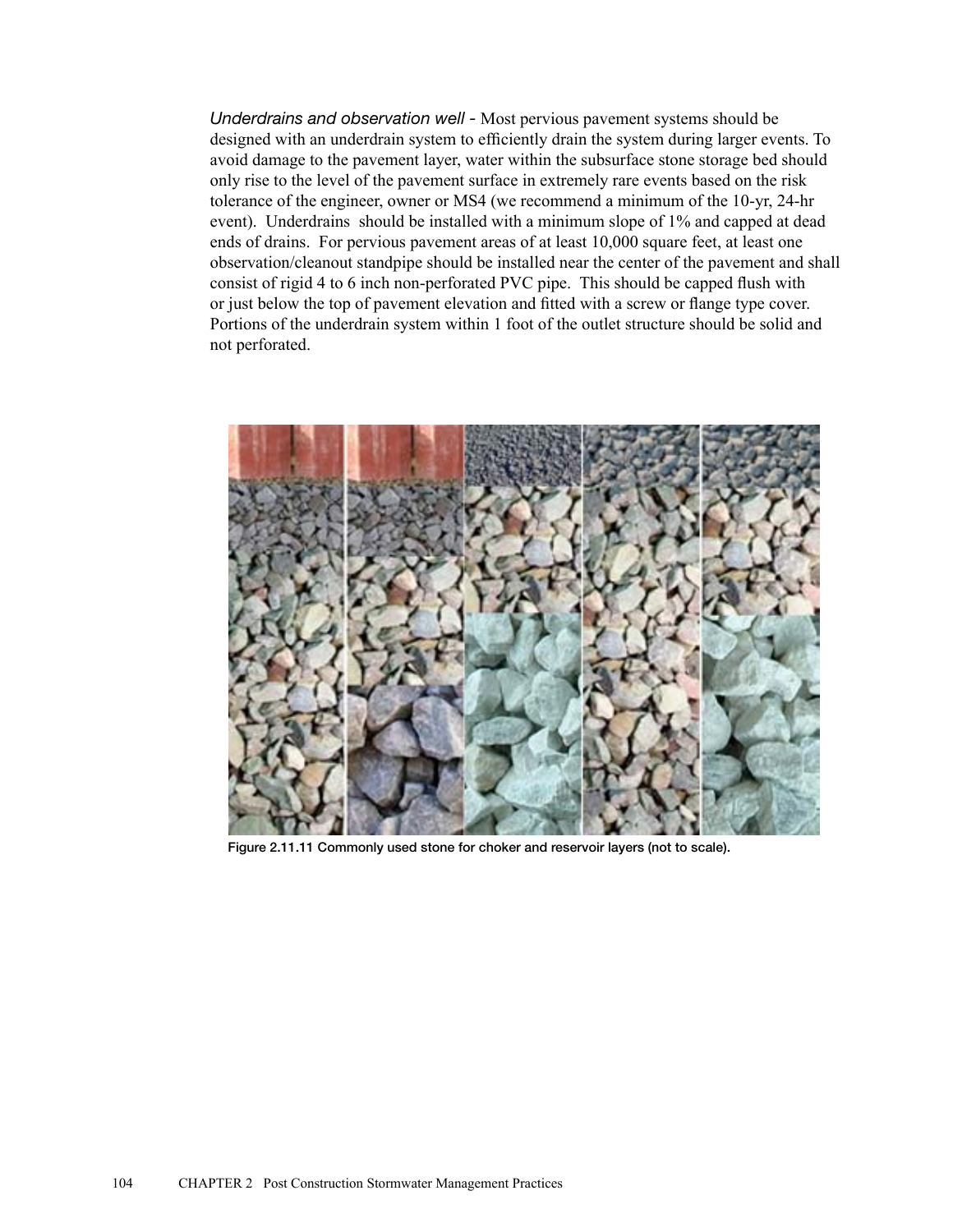*Underdrains and observation well* - Most pervious pavement systems should be designed with an underdrain system to efficiently drain the system during larger events. To avoid damage to the pavement layer, water within the subsurface stone storage bed should only rise to the level of the pavement surface in extremely rare events based on the risk tolerance of the engineer, owner or MS4 (we recommend a minimum of the 10-yr, 24-hr event). Underdrains should be installed with a minimum slope of 1% and capped at dead ends of drains. For pervious pavement areas of at least 10,000 square feet, at least one observation/cleanout standpipe should be installed near the center of the pavement and shall consist of rigid 4 to 6 inch non-perforated PVC pipe. This should be capped flush with or just below the top of pavement elevation and fitted with a screw or flange type cover. Portions of the underdrain system within 1 foot of the outlet structure should be solid and not perforated.

**Figure 2.11.11 Commonly used stone for choker and reservoir layers (not to scale).**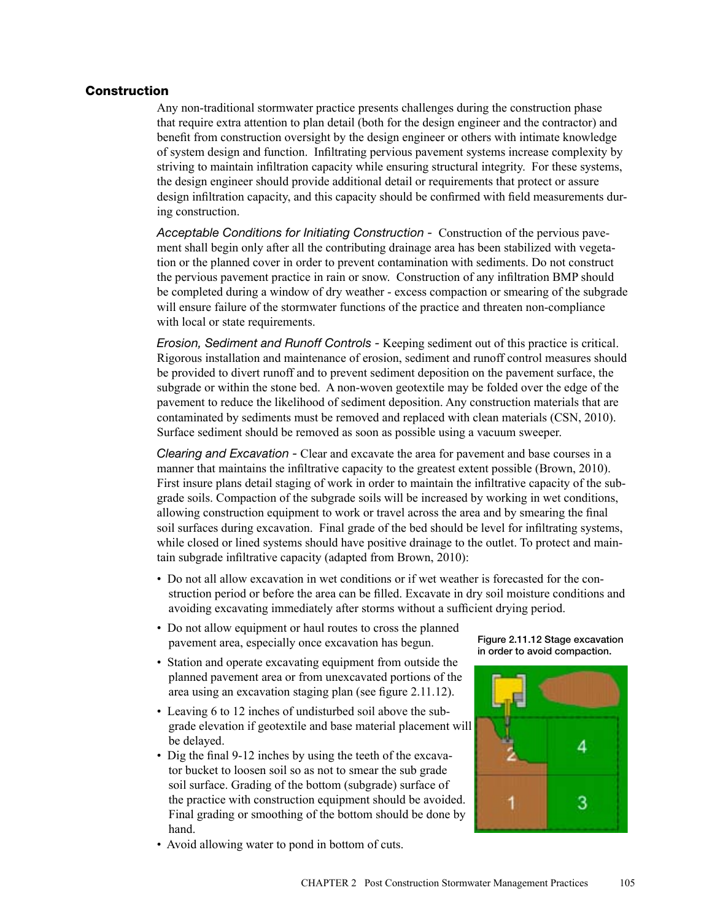## Construction

Any non-traditional stormwater practice presents challenges during the construction phase that require extra attention to plan detail (both for the design engineer and the contractor) and benefit from construction oversight by the design engineer or others with intimate knowledge of system design and function. Infiltrating pervious pavement systems increase complexity by striving to maintain infiltration capacity while ensuring structural integrity. For these systems, the design engineer should provide additional detail or requirements that protect or assure design infiltration capacity, and this capacity should be confirmed with field measurements during construction.

*Acceptable Conditions for Initiating Construction -* Construction of the pervious pavement shall begin only after all the contributing drainage area has been stabilized with vegetation or the planned cover in order to prevent contamination with sediments. Do not construct the pervious pavement practice in rain or snow. Construction of any infiltration BMP should be completed during a window of dry weather - excess compaction or smearing of the subgrade will ensure failure of the stormwater functions of the practice and threaten non-compliance with local or state requirements.

*Erosion, Sediment and Runoff Controls -* Keeping sediment out of this practice is critical. Rigorous installation and maintenance of erosion, sediment and runoff control measures should be provided to divert runoff and to prevent sediment deposition on the pavement surface, the subgrade or within the stone bed. A non-woven geotextile may be folded over the edge of the pavement to reduce the likelihood of sediment deposition. Any construction materials that are contaminated by sediments must be removed and replaced with clean materials (CSN, 2010). Surface sediment should be removed as soon as possible using a vacuum sweeper.

*Clearing and Excavation -* Clear and excavate the area for pavement and base courses in a manner that maintains the infiltrative capacity to the greatest extent possible (Brown, 2010). First insure plans detail staging of work in order to maintain the infiltrative capacity of the subgrade soils. Compaction of the subgrade soils will be increased by working in wet conditions, allowing construction equipment to work or travel across the area and by smearing the final soil surfaces during excavation. Final grade of the bed should be level for infiltrating systems, while closed or lined systems should have positive drainage to the outlet. To protect and maintain subgrade infiltrative capacity (adapted from Brown, 2010):

- Do not all allow excavation in wet conditions or if wet weather is forecasted for the construction period or before the area can be filled. Excavate in dry soil moisture conditions and avoiding excavating immediately after storms without a sufficient drying period.
- Do not allow equipment or haul routes to cross the planned pavement area, especially once excavation has begun.
- Station and operate excavating equipment from outside the planned pavement area or from unexcavated portions of the area using an excavation staging plan (see figure 2.11.12).
- Leaving 6 to 12 inches of undisturbed soil above the subgrade elevation if geotextile and base material placement will be delayed.
- Dig the final 9-12 inches by using the teeth of the excavator bucket to loosen soil so as not to smear the sub grade soil surface. Grading of the bottom (subgrade) surface of the practice with construction equipment should be avoided. Final grading or smoothing of the bottom should be done by hand.
- Avoid allowing water to pond in bottom of cuts.

**Figure 2.11.12 Stage excavation in order to avoid compaction.**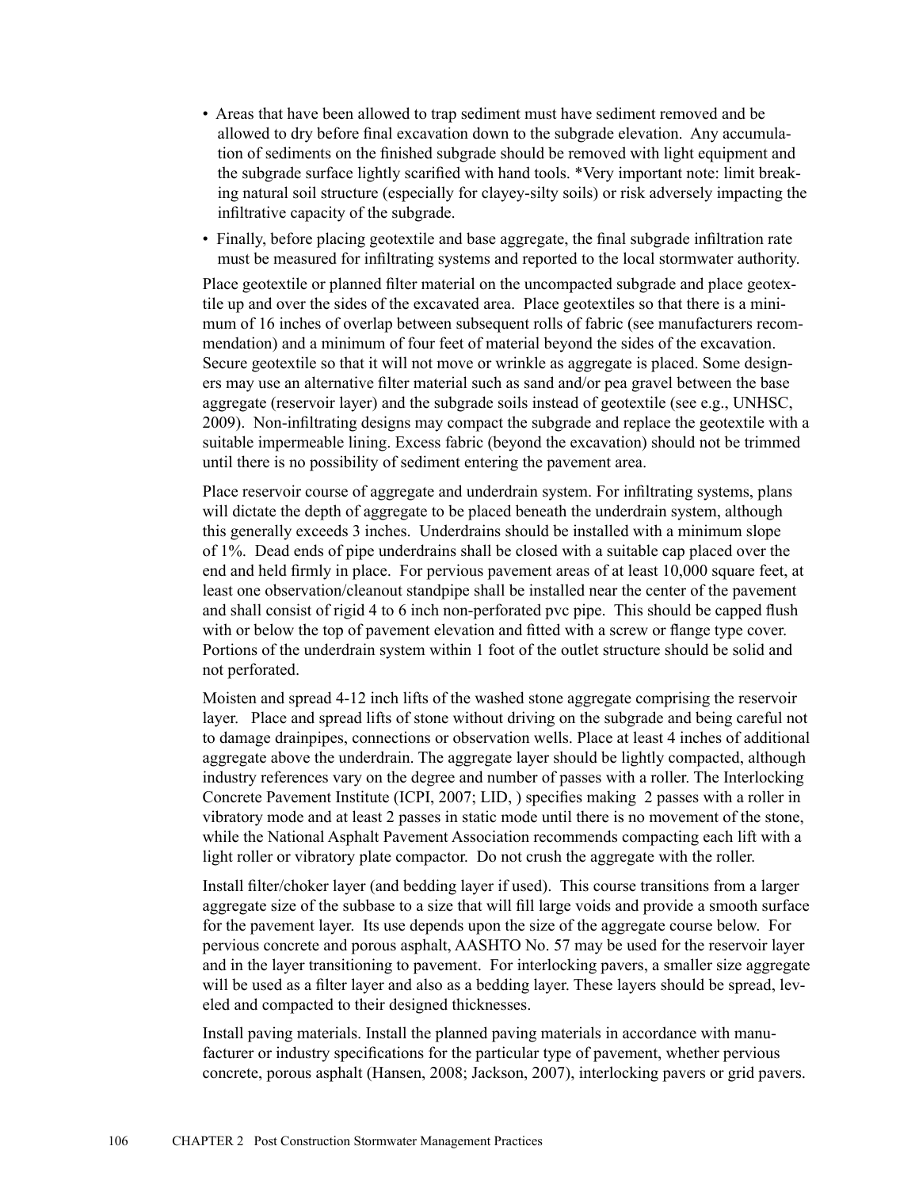- Areas that have been allowed to trap sediment must have sediment removed and be allowed to dry before final excavation down to the subgrade elevation. Any accumulation of sediments on the finished subgrade should be removed with light equipment and the subgrade surface lightly scarified with hand tools. *Very important note: limit breaking natural soil structure (especially for clayey-silty soils) or risk adversely impacting the infiltrative capacity of the subgrade.
- Finally, before placing geotextile and base aggregate, the final subgrade infiltration rate must be measured for infiltrating systems and reported to the local stormwater authority.

Place geotextile or planned filter material on the uncompacted subgrade and place geotextile up and over the sides of the excavated area. Place geotextiles so that there is a minimum of 16 inches of overlap between subsequent rolls of fabric (see manufacturers recommendation) and a minimum of four feet of material beyond the sides of the excavation. Secure geotextile so that it will not move or wrinkle as aggregate is placed. Some designers may use an alternative filter material such as sand and/or pea gravel between the base aggregate (reservoir layer) and the subgrade soils instead of geotextile (see e.g., UNHSC, 2009). Non-infiltrating designs may compact the subgrade and replace the geotextile with a suitable impermeable lining. Excess fabric (beyond the excavation) should not be trimmed until there is no possibility of sediment entering the pavement area.

Place reservoir course of aggregate and underdrain system. For infiltrating systems, plans will dictate the depth of aggregate to be placed beneath the underdrain system, although this generally exceeds 3 inches. Underdrains should be installed with a minimum slope of 1%. Dead ends of pipe underdrains shall be closed with a suitable cap placed over the end and held firmly in place. For pervious pavement areas of at least 10,000 square feet, at least one observation/cleanout standpipe shall be installed near the center of the pavement and shall consist of rigid 4 to 6 inch non-perforated pvc pipe. This should be capped flush with or below the top of pavement elevation and fitted with a screw or flange type cover. Portions of the underdrain system within 1 foot of the outlet structure should be solid and not perforated.

Moisten and spread 4-12 inch lifts of the washed stone aggregate comprising the reservoir layer. Place and spread lifts of stone without driving on the subgrade and being careful not to damage drainpipes, connections or observation wells. Place at least 4 inches of additional aggregate above the underdrain. The aggregate layer should be lightly compacted, although industry references vary on the degree and number of passes with a roller. The Interlocking Concrete Pavement Institute (ICPI, 2007; LID, ) specifies making 2 passes with a roller in vibratory mode and at least 2 passes in static mode until there is no movement of the stone, while the National Asphalt Pavement Association recommends compacting each lift with a light roller or vibratory plate compactor. Do not crush the aggregate with the roller.

Install filter/choker layer (and bedding layer if used). This course transitions from a larger aggregate size of the subbase to a size that will fill large voids and provide a smooth surface for the pavement layer. Its use depends upon the size of the aggregate course below. For pervious concrete and porous asphalt, AASHTO No. 57 may be used for the reservoir layer and in the layer transitioning to pavement. For interlocking pavers, a smaller size aggregate will be used as a filter layer and also as a bedding layer. These layers should be spread, leveled and compacted to their designed thicknesses.

Install paving materials. Install the planned paving materials in accordance with manufacturer or industry specifications for the particular type of pavement, whether pervious concrete, porous asphalt (Hansen, 2008; Jackson, 2007), interlocking pavers or grid pavers.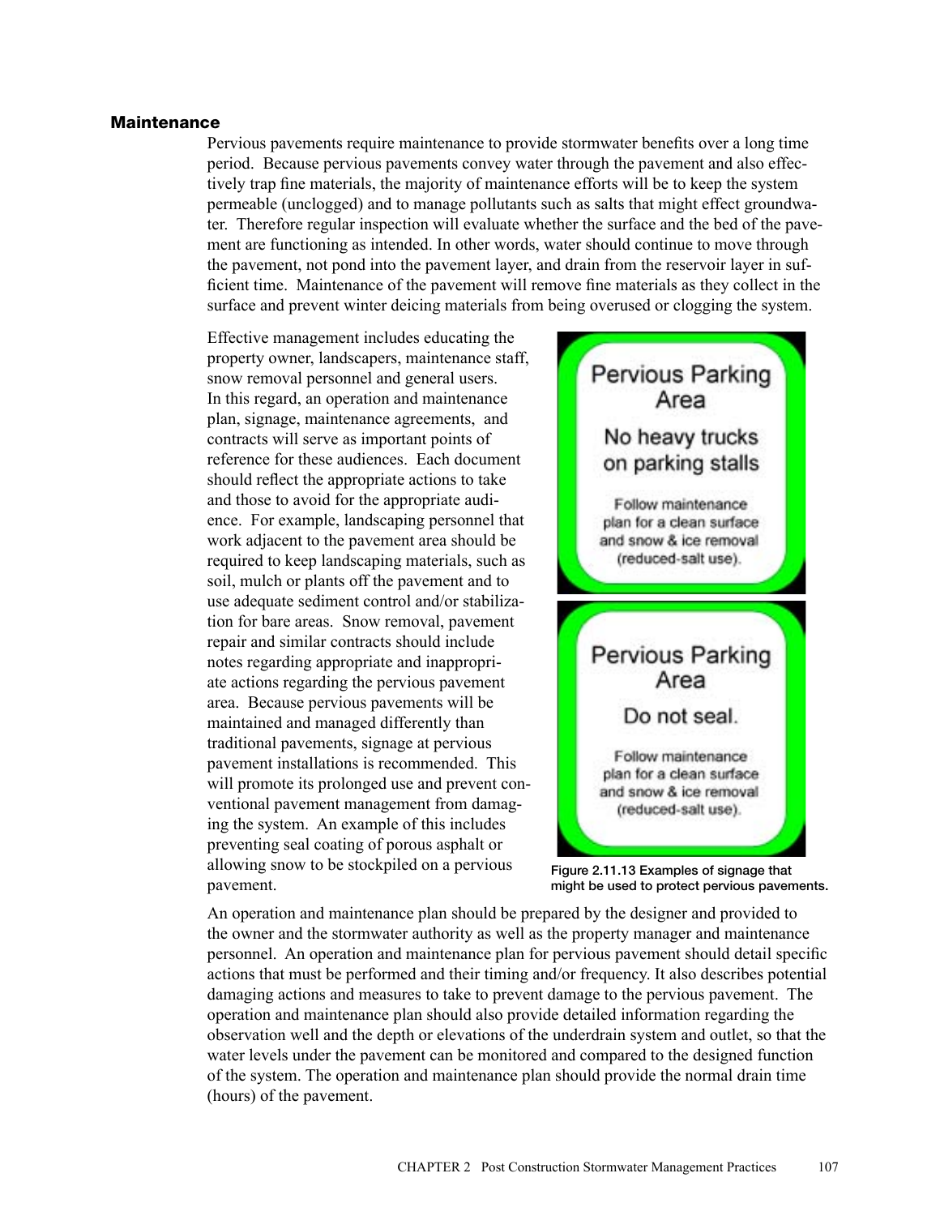## Maintenance

Pervious pavements require maintenance to provide stormwater benefits over a long time period. Because pervious pavements convey water through the pavement and also effectively trap fine materials, the majority of maintenance efforts will be to keep the system permeable (unclogged) and to manage pollutants such as salts that might effect groundwater. Therefore regular inspection will evaluate whether the surface and the bed of the pavement are functioning as intended. In other words, water should continue to move through the pavement, not pond into the pavement layer, and drain from the reservoir layer in sufficient time. Maintenance of the pavement will remove fine materials as they collect in the surface and prevent winter deicing materials from being overused or clogging the system.

Effective management includes educating the property owner, landscapers, maintenance staff, snow removal personnel and general users. In this regard, an operation and maintenance plan, signage, maintenance agreements, and contracts will serve as important points of reference for these audiences. Each document should reflect the appropriate actions to take and those to avoid for the appropriate audience. For example, landscaping personnel that work adjacent to the pavement area should be required to keep landscaping materials, such as soil, mulch or plants off the pavement and to use adequate sediment control and/or stabilization for bare areas. Snow removal, pavement repair and similar contracts should include notes regarding appropriate and inappropriate actions regarding the pervious pavement area. Because pervious pavements will be maintained and managed differently than traditional pavements, signage at pervious pavement installations is recommended. This will promote its prolonged use and prevent conventional pavement management from damaging the system. An example of this includes preventing seal coating of porous asphalt or allowing snow to be stockpiled on a pervious pavement.

Pervious Parking Area

No heavy trucks on parking stalls

Follow maintenance plan for a clean surface and snow & ice removal (reduced-salt use).

Pervious Parking Area

Do not seal.

Follow maintenance plan for a clean surface and snow & ice removal (reduced-salt use).

Figure 2.11.13 Examples of signage that might be used to protect pervious pavements.

An operation and maintenance plan should be prepared by the designer and provided to the owner and the stormwater authority as well as the property manager and maintenance personnel. An operation and maintenance plan for pervious pavement should detail specific actions that must be performed and their timing and/or frequency. It also describes potential damaging actions and measures to take to prevent damage to the pervious pavement. The operation and maintenance plan should also provide detailed information regarding the observation well and the depth or elevations of the underdrain system and outlet, so that the water levels under the pavement can be monitored and compared to the designed function of the system. The operation and maintenance plan should provide the normal drain time (hours) of the pavement.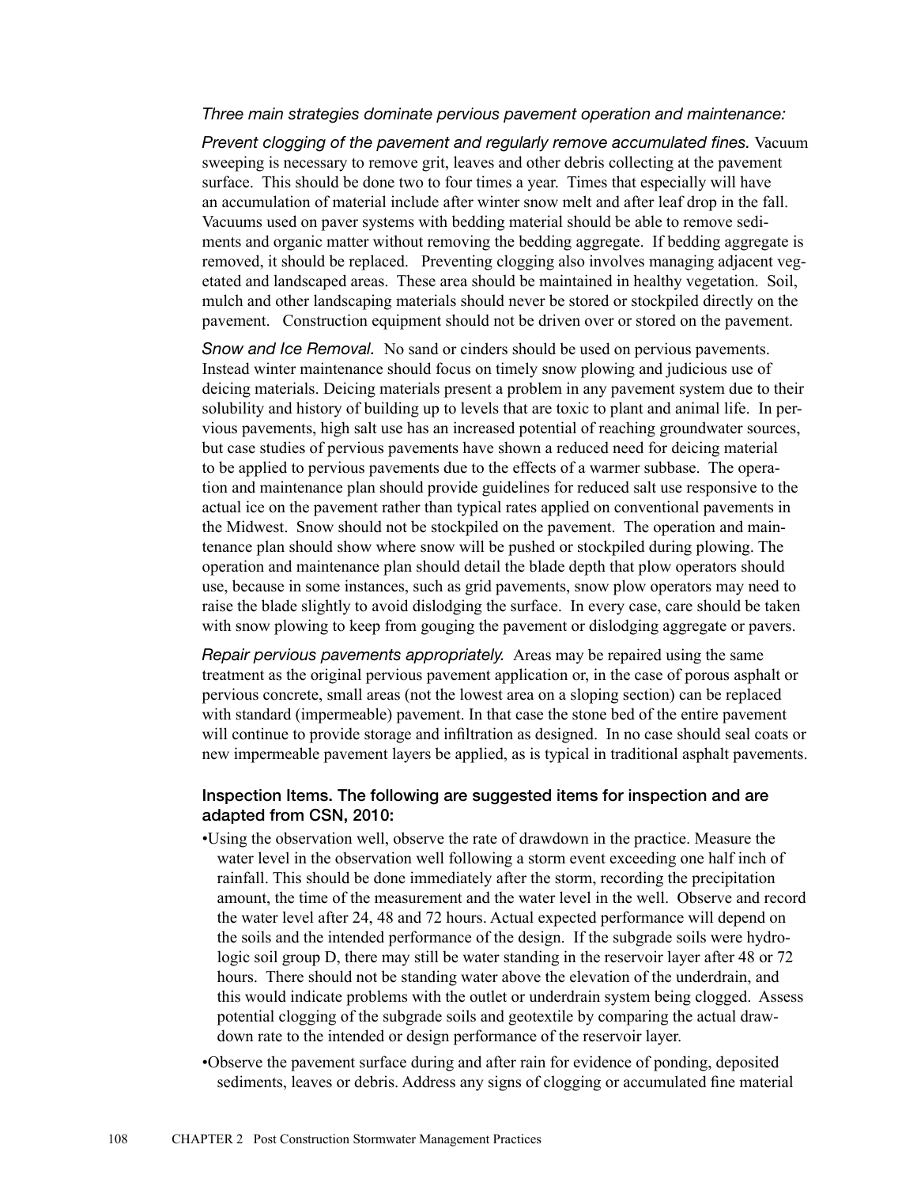*Three main strategies dominate pervious pavement operation and maintenance:*

*Prevent clogging of the pavement and regularly remove accumulated fines.* Vacuum sweeping is necessary to remove grit, leaves and other debris collecting at the pavement surface. This should be done two to four times a year. Times that especially will have an accumulation of material include after winter snow melt and after leaf drop in the fall. Vacuums used on paver systems with bedding material should be able to remove sediments and organic matter without removing the bedding aggregate. If bedding aggregate is removed, it should be replaced. Preventing clogging also involves managing adjacent vegetated and landscaped areas. These area should be maintained in healthy vegetation. Soil, mulch and other landscaping materials should never be stored or stockpiled directly on the pavement. Construction equipment should not be driven over or stored on the pavement.

*Snow and Ice Removal.* No sand or cinders should be used on pervious pavements. Instead winter maintenance should focus on timely snow plowing and judicious use of deicing materials. Deicing materials present a problem in any pavement system due to their solubility and history of building up to levels that are toxic to plant and animal life. In pervious pavements, high salt use has an increased potential of reaching groundwater sources, but case studies of pervious pavements have shown a reduced need for deicing material to be applied to pervious pavements due to the effects of a warmer subbase. The operation and maintenance plan should provide guidelines for reduced salt use responsive to the actual ice on the pavement rather than typical rates applied on conventional pavements in the Midwest. Snow should not be stockpiled on the pavement. The operation and maintenance plan should show where snow will be pushed or stockpiled during plowing. The operation and maintenance plan should detail the blade depth that plow operators should use, because in some instances, such as grid pavements, snow plow operators may need to raise the blade slightly to avoid dislodging the surface. In every case, care should be taken with snow plowing to keep from gouging the pavement or dislodging aggregate or pavers.

*Repair pervious pavements appropriately.* Areas may be repaired using the same treatment as the original pervious pavement application or, in the case of porous asphalt or pervious concrete, small areas (not the lowest area on a sloping section) can be replaced with standard (impermeable) pavement. In that case the stone bed of the entire pavement will continue to provide storage and infiltration as designed. In no case should seal coats or new impermeable pavement layers be applied, as is typical in traditional asphalt pavements.

**Inspection Items. The following are suggested items for inspection and are adapted from CSN, 2010:**

- Using the observation well, observe the rate of drawdown in the practice. Measure the water level in the observation well following a storm event exceeding one half inch of rainfall. This should be done immediately after the storm, recording the precipitation amount, the time of the measurement and the water level in the well. Observe and record the water level after 24, 48 and 72 hours. Actual expected performance will depend on the soils and the intended performance of the design. If the subgrade soils were hydrologic soil group D, there may still be water standing in the reservoir layer after 48 or 72 hours. There should not be standing water above the elevation of the underdrain, and this would indicate problems with the outlet or underdrain system being clogged. Assess potential clogging of the subgrade soils and geotextile by comparing the actual drawdown rate to the intended or design performance of the reservoir layer.
- Observe the pavement surface during and after rain for evidence of ponding, deposited sediments, leaves or debris. Address any signs of clogging or accumulated fine material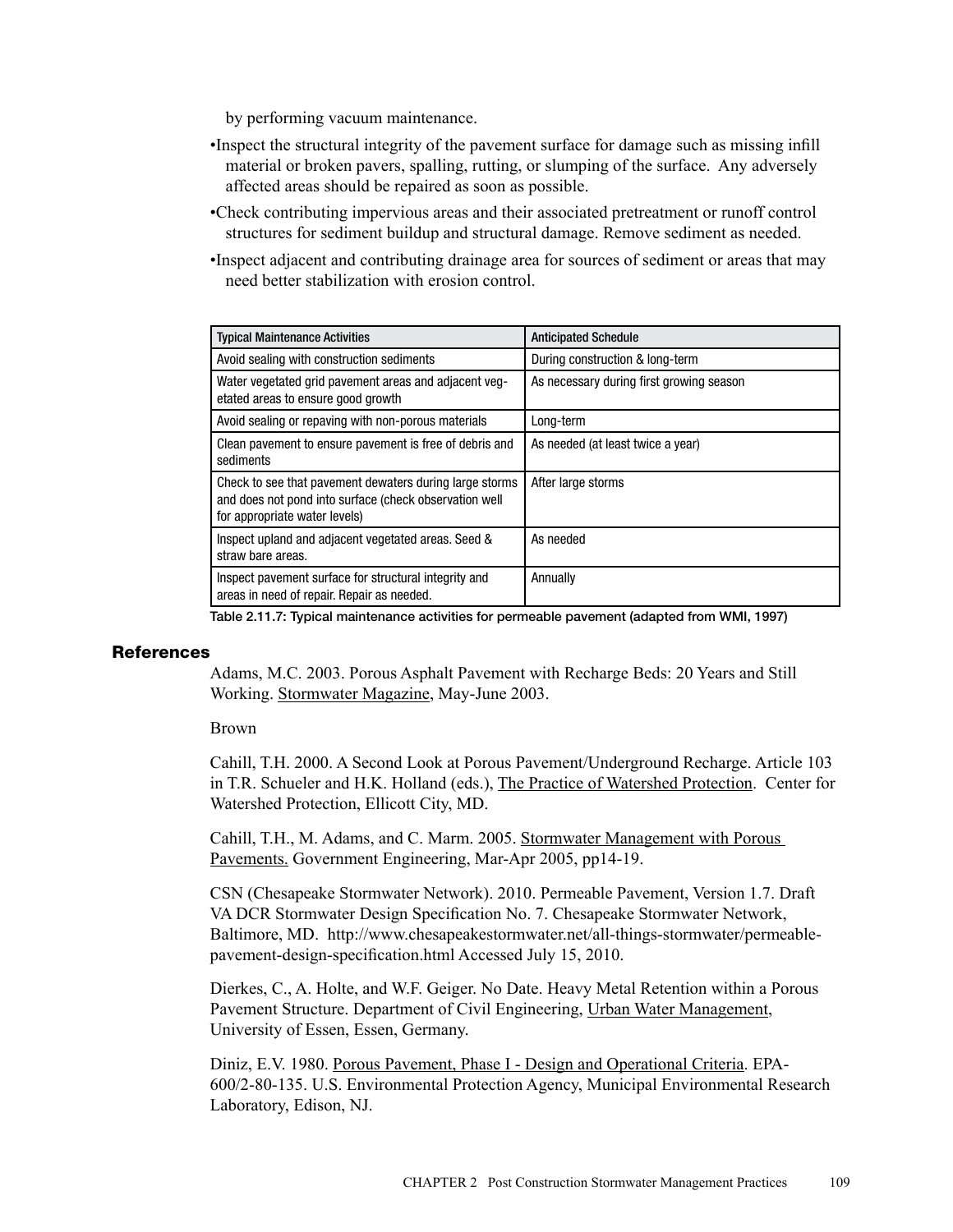by performing vacuum maintenance.

- Inspect the structural integrity of the pavement surface for damage such as missing infill material or broken pavers, spalling, rutting, or slumping of the surface. Any adversely affected areas should be repaired as soon as possible.
- Check contributing impervious areas and their associated pretreatment or runoff control structures for sediment buildup and structural damage. Remove sediment as needed.
- Inspect adjacent and contributing drainage area for sources of sediment or areas that may need better stabilization with erosion control.

| Typical Maintenance Activities | Anticipated Schedule |
|---|---|
| Avoid sealing with construction sediments | During construction & long-term |
| Water vegetated grid pavement areas and adjacent vegetated areas to ensure good growth | As necessary during first growing season |
| Avoid sealing or repaving with non-porous materials | Long-term |
| Clean pavement to ensure pavement is free of debris and sediments | As needed (at least twice a year) |
| Check to see that pavement dewaters during large storms and does not pond into surface (check observation well for appropriate water levels) | After large storms |
| Inspect upland and adjacent vegetated areas. Seed & straw bare areas. | As needed |
| Inspect pavement surface for structural integrity and areas in need of repair. Repair as needed. | Annually |

**Table 2.11.7: Typical maintenance activities for permeable pavement (adapted from WMI, 1997)**

## References

Adams, M.C. 2003. Porous Asphalt Pavement with Recharge Beds: 20 Years and Still Working. Stormwater Magazine, May-June 2003.

Brown

Cahill, T.H. 2000. A Second Look at Porous Pavement/Underground Recharge. Article 103 in T.R. Schueler and H.K. Holland (eds.), The Practice of Watershed Protection. Center for Watershed Protection, Ellicott City, MD.

Cahill, T.H., M. Adams, and C. Marm. 2005. Stormwater Management with Porous Pavements. Government Engineering, Mar-Apr 2005, pp14-19.

CSN (Chesapeake Stormwater Network). 2010. Permeable Pavement, Version 1.7. Draft VA DCR Stormwater Design Specification No. 7. Chesapeake Stormwater Network, Baltimore, MD. http://www.chesapeakestormwater.net/all-things-stormwater/permeable-pavement-design-specification.html Accessed July 15, 2010.

Dierkes, C., A. Holte, and W.F. Geiger. No Date. Heavy Metal Retention within a Porous Pavement Structure. Department of Civil Engineering, Urban Water Management, University of Essen, Essen, Germany.

Diniz, E.V. 1980. Porous Pavement, Phase I - Design and Operational Criteria. EPA-600/2-80-135. U.S. Environmental Protection Agency, Municipal Environmental Research Laboratory, Edison, NJ.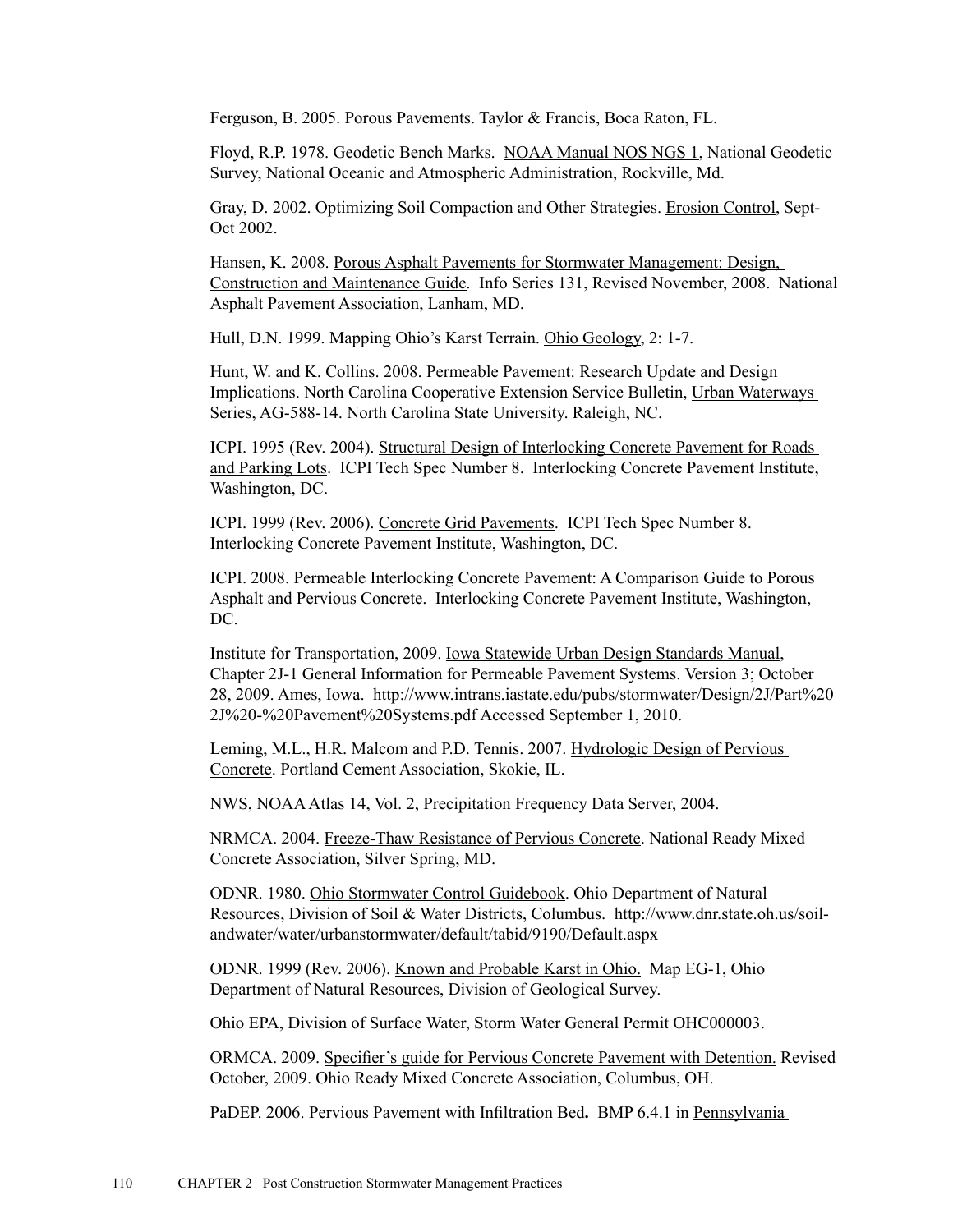Ferguson, B. 2005. Porous Pavements. Taylor & Francis, Boca Raton, FL.

Floyd, R.P. 1978. Geodetic Bench Marks. NOAA Manual NOS NGS 1, National Geodetic Survey, National Oceanic and Atmospheric Administration, Rockville, Md.

Gray, D. 2002. Optimizing Soil Compaction and Other Strategies. Erosion Control, Sept-Oct 2002.

Hansen, K. 2008. Porous Asphalt Pavements for Stormwater Management: Design, Construction and Maintenance Guide. Info Series 131, Revised November, 2008. National Asphalt Pavement Association, Lanham, MD.

Hull, D.N. 1999. Mapping Ohio's Karst Terrain. Ohio Geology, 2: 1-7.

Hunt, W. and K. Collins. 2008. Permeable Pavement: Research Update and Design Implications. North Carolina Cooperative Extension Service Bulletin, Urban Waterways Series, AG-588-14. North Carolina State University. Raleigh, NC.

ICPI. 1995 (Rev. 2004). Structural Design of Interlocking Concrete Pavement for Roads and Parking Lots. ICPI Tech Spec Number 8. Interlocking Concrete Pavement Institute, Washington, DC.

ICPI. 1999 (Rev. 2006). Concrete Grid Pavements. ICPI Tech Spec Number 8. Interlocking Concrete Pavement Institute, Washington, DC.

ICPI. 2008. Permeable Interlocking Concrete Pavement: A Comparison Guide to Porous Asphalt and Pervious Concrete. Interlocking Concrete Pavement Institute, Washington, DC.

Institute for Transportation, 2009. Iowa Statewide Urban Design Standards Manual, Chapter 2J-1 General Information for Permeable Pavement Systems. Version 3; October 28, 2009. Ames, Iowa. http://www.intrans.iastate.edu/pubs/stormwater/Design/2J/Part%202J%20-%20Pavement%20Systems.pdf Accessed September 1, 2010.

Leming, M.L., H.R. Malcom and P.D. Tennis. 2007. Hydrologic Design of Pervious Concrete. Portland Cement Association, Skokie, IL.

NWS, NOAA Atlas 14, Vol. 2, Precipitation Frequency Data Server, 2004.

NRMCA. 2004. Freeze-Thaw Resistance of Pervious Concrete. National Ready Mixed Concrete Association, Silver Spring, MD.

ODNR. 1980. Ohio Stormwater Control Guidebook. Ohio Department of Natural Resources, Division of Soil & Water Districts, Columbus. http://www.dnr.state.oh.us/soil-andwater/water/urbanstormwater/default/tabid/9190/Default.aspx

ODNR. 1999 (Rev. 2006). Known and Probable Karst in Ohio. Map EG-1, Ohio Department of Natural Resources, Division of Geological Survey.

Ohio EPA, Division of Surface Water, Storm Water General Permit OHC000003.

ORMCA. 2009. Specifier's guide for Pervious Concrete Pavement with Detention. Revised October, 2009. Ohio Ready Mixed Concrete Association, Columbus, OH.

PaDEP. 2006. Pervious Pavement with Infiltration Bed**.** BMP 6.4.1 in Pennsylvania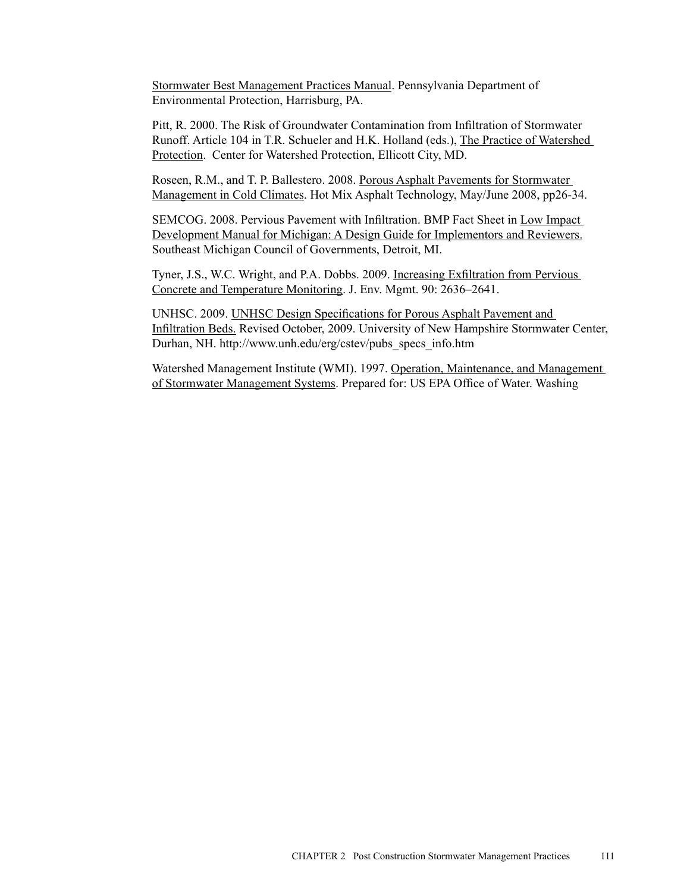Stormwater Best Management Practices Manual. Pennsylvania Department of Environmental Protection, Harrisburg, PA.

Pitt, R. 2000. The Risk of Groundwater Contamination from Infiltration of Stormwater Runoff. Article 104 in T.R. Schueler and H.K. Holland (eds.), The Practice of Watershed Protection. Center for Watershed Protection, Ellicott City, MD.

Roseen, R.M., and T. P. Ballestero. 2008. Porous Asphalt Pavements for Stormwater Management in Cold Climates. Hot Mix Asphalt Technology, May/June 2008, pp26-34.

SEMCOG. 2008. Pervious Pavement with Infiltration. BMP Fact Sheet in Low Impact Development Manual for Michigan: A Design Guide for Implementors and Reviewers. Southeast Michigan Council of Governments, Detroit, MI.

Tyner, J.S., W.C. Wright, and P.A. Dobbs. 2009. Increasing Exfiltration from Pervious Concrete and Temperature Monitoring. J. Env. Mgmt. 90: 2636–2641.

UNHSC. 2009. UNHSC Design Specifications for Porous Asphalt Pavement and Infiltration Beds. Revised October, 2009. University of New Hampshire Stormwater Center, Durhan, NH. http://www.unh.edu/erg/cstev/pubs_specs_info.htm

Watershed Management Institute (WMI). 1997. Operation, Maintenance, and Management of Stormwater Management Systems. Prepared for: US EPA Office of Water. Washing